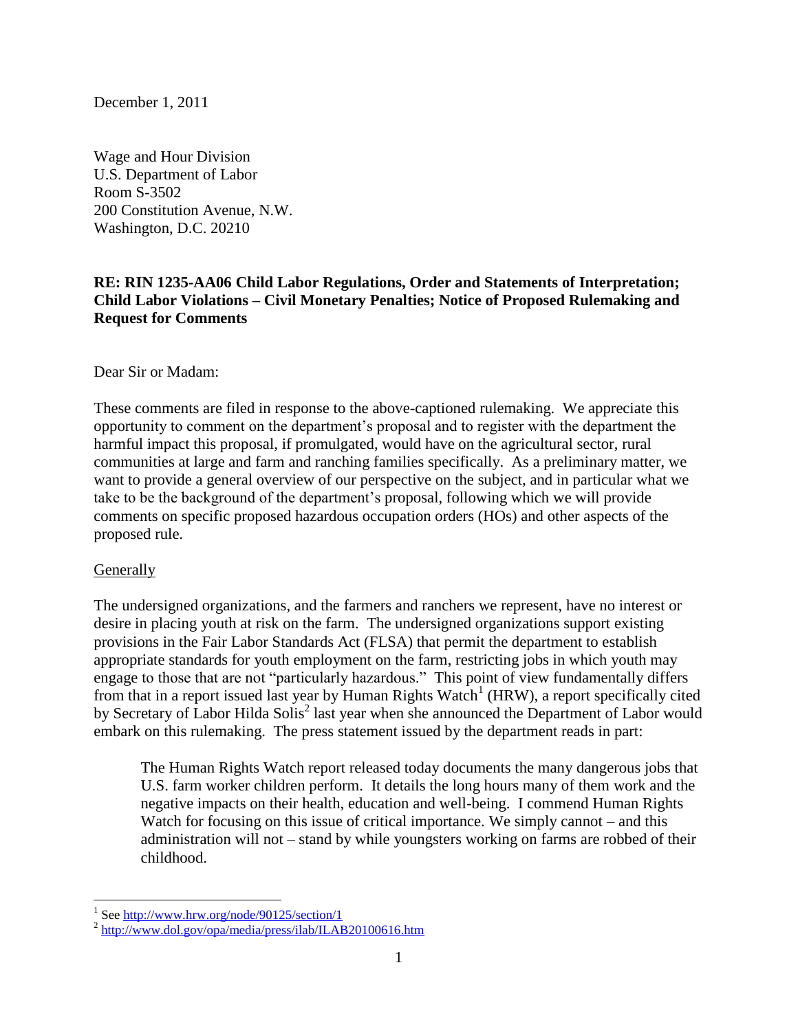December 1, 2011

Wage and Hour Division
U.S. Department of Labor
Room S-3502
200 Constitution Avenue, N.W.
Washington, D.C. 20210

**RE: RIN 1235-AA06 Child Labor Regulations, Order and Statements of Interpretation; Child Labor Violations – Civil Monetary Penalties; Notice of Proposed Rulemaking and Request for Comments**

Dear Sir or Madam:

These comments are filed in response to the above-captioned rulemaking. We appreciate this opportunity to comment on the department's proposal and to register with the department the harmful impact this proposal, if promulgated, would have on the agricultural sector, rural communities at large and farm and ranching families specifically. As a preliminary matter, we want to provide a general overview of our perspective on the subject, and in particular what we take to be the background of the department's proposal, following which we will provide comments on specific proposed hazardous occupation orders (HOs) and other aspects of the proposed rule.

Generally

The undersigned organizations, and the farmers and ranchers we represent, have no interest or desire in placing youth at risk on the farm. The undersigned organizations support existing provisions in the Fair Labor Standards Act (FLSA) that permit the department to establish appropriate standards for youth employment on the farm, restricting jobs in which youth may engage to those that are not "particularly hazardous." This point of view fundamentally differs from that in a report issued last year by Human Rights Watch[1] (HRW), a report specifically cited by Secretary of Labor Hilda Solis[2] last year when she announced the Department of Labor would embark on this rulemaking. The press statement issued by the department reads in part:

> The Human Rights Watch report released today documents the many dangerous jobs that U.S. farm worker children perform. It details the long hours many of them work and the negative impacts on their health, education and well-being. I commend Human Rights Watch for focusing on this issue of critical importance. We simply cannot – and this administration will not – stand by while youngsters working on farms are robbed of their childhood.

[1] See http://www.hrw.org/node/90125/section/1

[2] http://www.dol.gov/opa/media/press/ilab/ILAB20100616.htm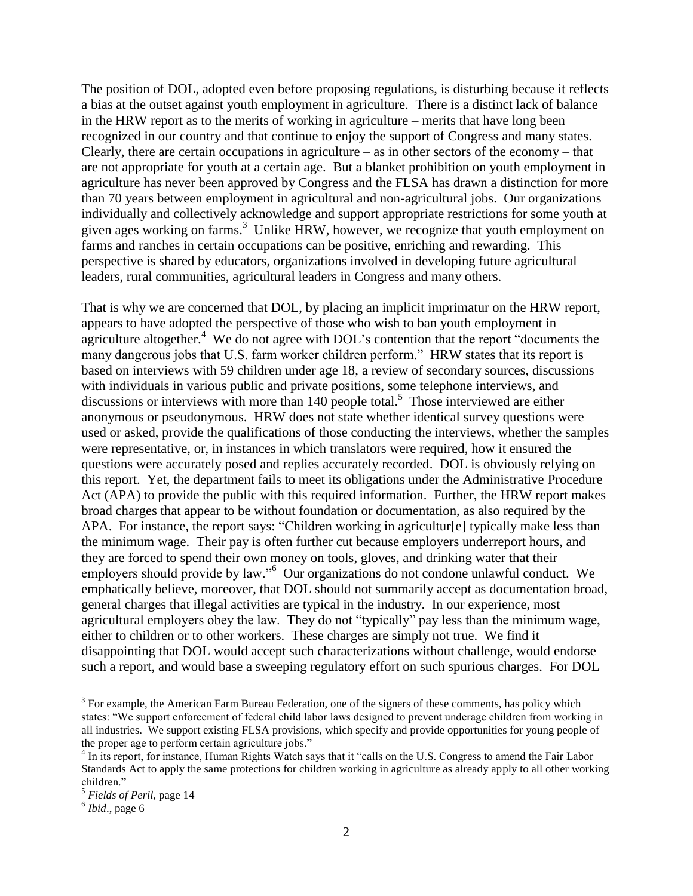The position of DOL, adopted even before proposing regulations, is disturbing because it reflects a bias at the outset against youth employment in agriculture. There is a distinct lack of balance in the HRW report as to the merits of working in agriculture – merits that have long been recognized in our country and that continue to enjoy the support of Congress and many states. Clearly, there are certain occupations in agriculture – as in other sectors of the economy – that are not appropriate for youth at a certain age. But a blanket prohibition on youth employment in agriculture has never been approved by Congress and the FLSA has drawn a distinction for more than 70 years between employment in agricultural and non-agricultural jobs. Our organizations individually and collectively acknowledge and support appropriate restrictions for some youth at given ages working on farms.[3] Unlike HRW, however, we recognize that youth employment on farms and ranches in certain occupations can be positive, enriching and rewarding. This perspective is shared by educators, organizations involved in developing future agricultural leaders, rural communities, agricultural leaders in Congress and many others.

That is why we are concerned that DOL, by placing an implicit imprimatur on the HRW report, appears to have adopted the perspective of those who wish to ban youth employment in agriculture altogether.[4] We do not agree with DOL's contention that the report "documents the many dangerous jobs that U.S. farm worker children perform." HRW states that its report is based on interviews with 59 children under age 18, a review of secondary sources, discussions with individuals in various public and private positions, some telephone interviews, and discussions or interviews with more than 140 people total.[5] Those interviewed are either anonymous or pseudonymous. HRW does not state whether identical survey questions were used or asked, provide the qualifications of those conducting the interviews, whether the samples were representative, or, in instances in which translators were required, how it ensured the questions were accurately posed and replies accurately recorded. DOL is obviously relying on this report. Yet, the department fails to meet its obligations under the Administrative Procedure Act (APA) to provide the public with this required information. Further, the HRW report makes broad charges that appear to be without foundation or documentation, as also required by the APA. For instance, the report says: "Children working in agricultur[e] typically make less than the minimum wage. Their pay is often further cut because employers underreport hours, and they are forced to spend their own money on tools, gloves, and drinking water that their employers should provide by law."[6] Our organizations do not condone unlawful conduct. We emphatically believe, moreover, that DOL should not summarily accept as documentation broad, general charges that illegal activities are typical in the industry. In our experience, most agricultural employers obey the law. They do not "typically" pay less than the minimum wage, either to children or to other workers. These charges are simply not true. We find it disappointing that DOL would accept such characterizations without challenge, would endorse such a report, and would base a sweeping regulatory effort on such spurious charges. For DOL

---

[3] For example, the American Farm Bureau Federation, one of the signers of these comments, has policy which states: "We support enforcement of federal child labor laws designed to prevent underage children from working in all industries. We support existing FLSA provisions, which specify and provide opportunities for young people of the proper age to perform certain agriculture jobs."

[4] In its report, for instance, Human Rights Watch says that it "calls on the U.S. Congress to amend the Fair Labor Standards Act to apply the same protections for children working in agriculture as already apply to all other working children."

[5] *Fields of Peril*, page 14

[6] *Ibid*., page 6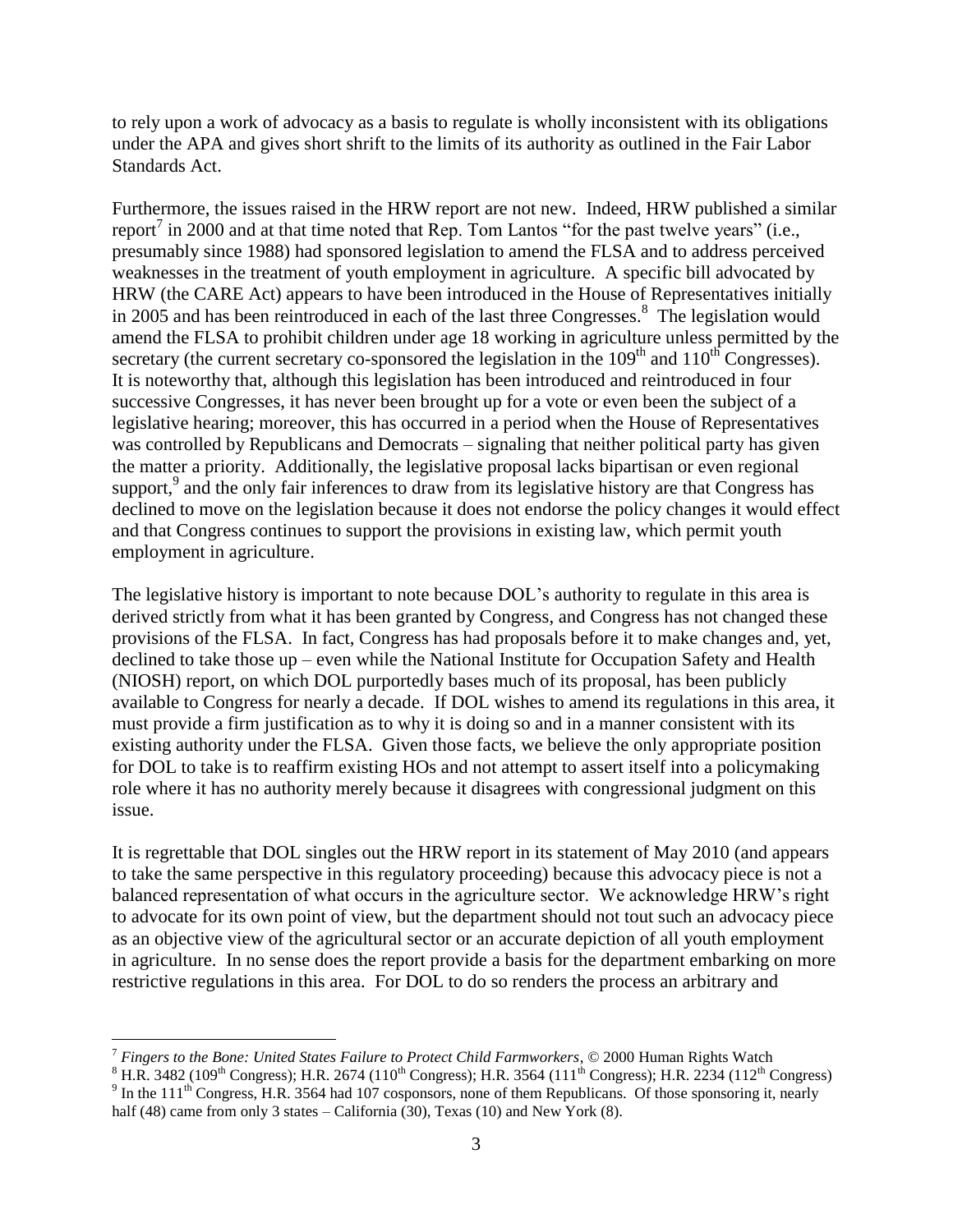to rely upon a work of advocacy as a basis to regulate is wholly inconsistent with its obligations under the APA and gives short shrift to the limits of its authority as outlined in the Fair Labor Standards Act.

Furthermore, the issues raised in the HRW report are not new. Indeed, HRW published a similar report[7] in 2000 and at that time noted that Rep. Tom Lantos "for the past twelve years" (i.e., presumably since 1988) had sponsored legislation to amend the FLSA and to address perceived weaknesses in the treatment of youth employment in agriculture. A specific bill advocated by HRW (the CARE Act) appears to have been introduced in the House of Representatives initially in 2005 and has been reintroduced in each of the last three Congresses.[8] The legislation would amend the FLSA to prohibit children under age 18 working in agriculture unless permitted by the secretary (the current secretary co-sponsored the legislation in the 109th and 110th Congresses). It is noteworthy that, although this legislation has been introduced and reintroduced in four successive Congresses, it has never been brought up for a vote or even been the subject of a legislative hearing; moreover, this has occurred in a period when the House of Representatives was controlled by Republicans and Democrats – signaling that neither political party has given the matter a priority. Additionally, the legislative proposal lacks bipartisan or even regional support,[9] and the only fair inferences to draw from its legislative history are that Congress has declined to move on the legislation because it does not endorse the policy changes it would effect and that Congress continues to support the provisions in existing law, which permit youth employment in agriculture.

The legislative history is important to note because DOL's authority to regulate in this area is derived strictly from what it has been granted by Congress, and Congress has not changed these provisions of the FLSA. In fact, Congress has had proposals before it to make changes and, yet, declined to take those up – even while the National Institute for Occupation Safety and Health (NIOSH) report, on which DOL purportedly bases much of its proposal, has been publicly available to Congress for nearly a decade. If DOL wishes to amend its regulations in this area, it must provide a firm justification as to why it is doing so and in a manner consistent with its existing authority under the FLSA. Given those facts, we believe the only appropriate position for DOL to take is to reaffirm existing HOs and not attempt to assert itself into a policymaking role where it has no authority merely because it disagrees with congressional judgment on this issue.

It is regrettable that DOL singles out the HRW report in its statement of May 2010 (and appears to take the same perspective in this regulatory proceeding) because this advocacy piece is not a balanced representation of what occurs in the agriculture sector. We acknowledge HRW's right to advocate for its own point of view, but the department should not tout such an advocacy piece as an objective view of the agricultural sector or an accurate depiction of all youth employment in agriculture. In no sense does the report provide a basis for the department embarking on more restrictive regulations in this area. For DOL to do so renders the process an arbitrary and

---

[7] *Fingers to the Bone: United States Failure to Protect Child Farmworkers*, © 2000 Human Rights Watch

[8] H.R. 3482 (109th Congress); H.R. 2674 (110th Congress); H.R. 3564 (111th Congress); H.R. 2234 (112th Congress)

[9] In the 111th Congress, H.R. 3564 had 107 cosponsors, none of them Republicans. Of those sponsoring it, nearly half (48) came from only 3 states – California (30), Texas (10) and New York (8).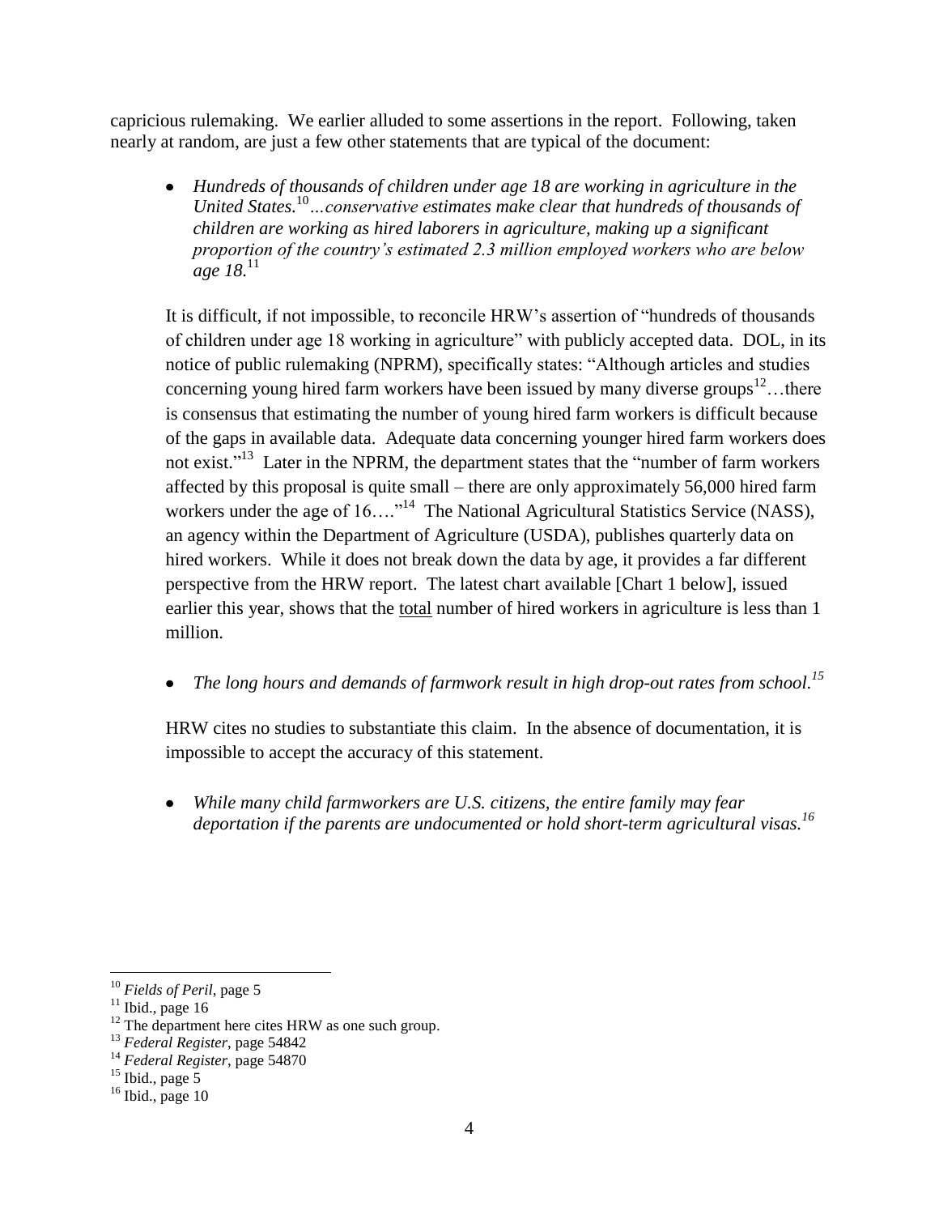capricious rulemaking. We earlier alluded to some assertions in the report. Following, taken nearly at random, are just a few other statements that are typical of the document:

- *Hundreds of thousands of children under age 18 are working in agriculture in the United States.*[10] *...conservative estimates make clear that hundreds of thousands of children are working as hired laborers in agriculture, making up a significant proportion of the country's estimated 2.3 million employed workers who are below age 18.*[11]

  It is difficult, if not impossible, to reconcile HRW's assertion of "hundreds of thousands of children under age 18 working in agriculture" with publicly accepted data. DOL, in its notice of public rulemaking (NPRM), specifically states: "Although articles and studies concerning young hired farm workers have been issued by many diverse groups[12]…there is consensus that estimating the number of young hired farm workers is difficult because of the gaps in available data. Adequate data concerning younger hired farm workers does not exist."[13] Later in the NPRM, the department states that the "number of farm workers affected by this proposal is quite small – there are only approximately 56,000 hired farm workers under the age of 16…."[14] The National Agricultural Statistics Service (NASS), an agency within the Department of Agriculture (USDA), publishes quarterly data on hired workers. While it does not break down the data by age, it provides a far different perspective from the HRW report. The latest chart available [Chart 1 below], issued earlier this year, shows that the <u>total</u> number of hired workers in agriculture is less than 1 million.

- *The long hours and demands of farmwork result in high drop-out rates from school.*[15]

  HRW cites no studies to substantiate this claim. In the absence of documentation, it is impossible to accept the accuracy of this statement.

- *While many child farmworkers are U.S. citizens, the entire family may fear deportation if the parents are undocumented or hold short-term agricultural visas.*[16]

---

[10] *Fields of Peril*, page 5

[11] Ibid., page 16

[12] The department here cites HRW as one such group.

[13] *Federal Register*, page 54842

[14] *Federal Register*, page 54870

[15] Ibid., page 5

[16] Ibid., page 10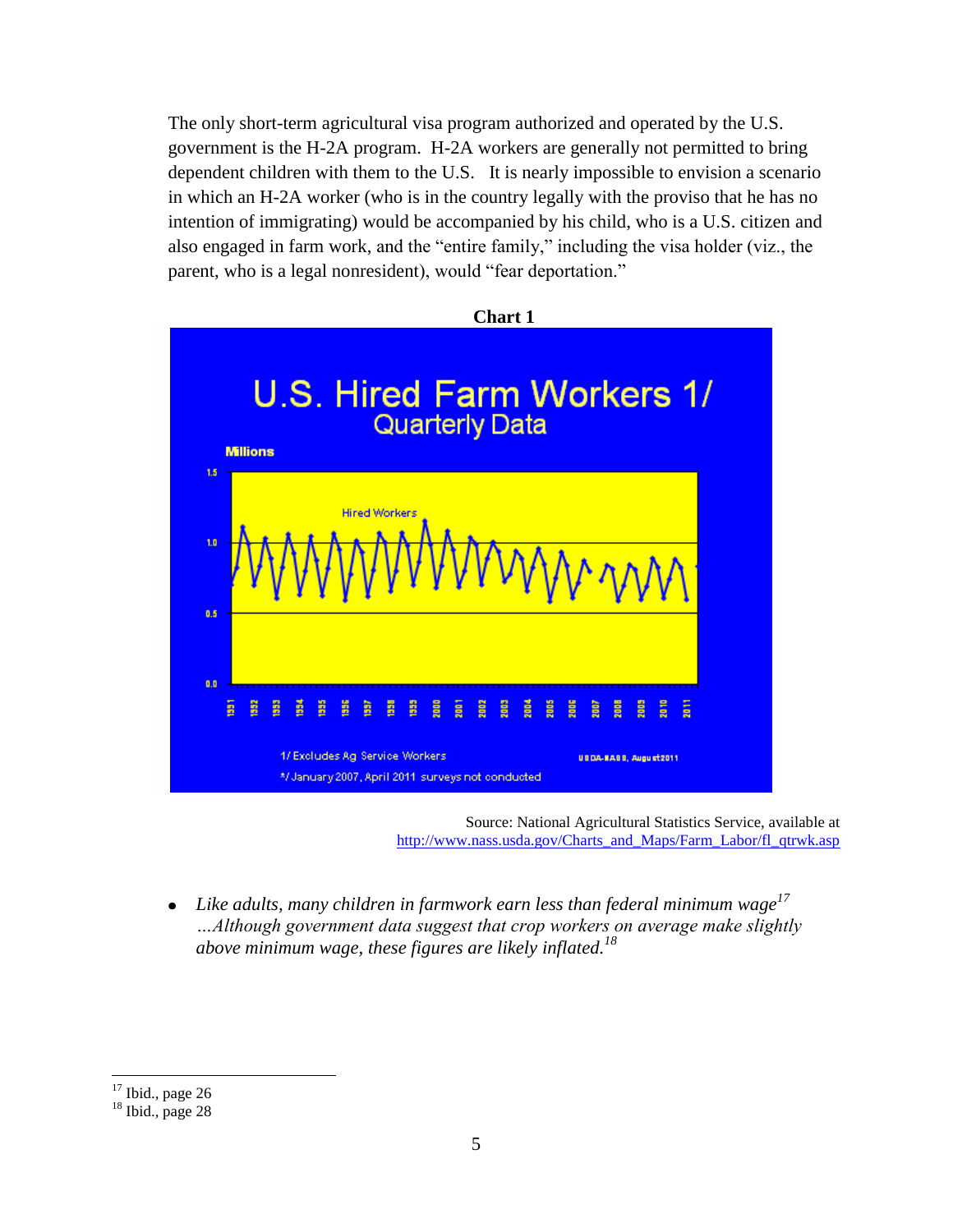The only short-term agricultural visa program authorized and operated by the U.S. government is the H-2A program. H-2A workers are generally not permitted to bring dependent children with them to the U.S. It is nearly impossible to envision a scenario in which an H-2A worker (who is in the country legally with the proviso that he has no intention of immigrating) would be accompanied by his child, who is a U.S. citizen and also engaged in farm work, and the "entire family," including the visa holder (viz., the parent, who is a legal nonresident), would "fear deportation."

**Chart 1**

Source: National Agricultural Statistics Service, available at http://www.nass.usda.gov/Charts_and_Maps/Farm_Labor/fl_qtrwk.asp

- *Like adults, many children in farmwork earn less than federal minimum wage*[17] *…Although government data suggest that crop workers on average make slightly above minimum wage, these figures are likely inflated.*[18]

---

[17] Ibid., page 26

[18] Ibid., page 28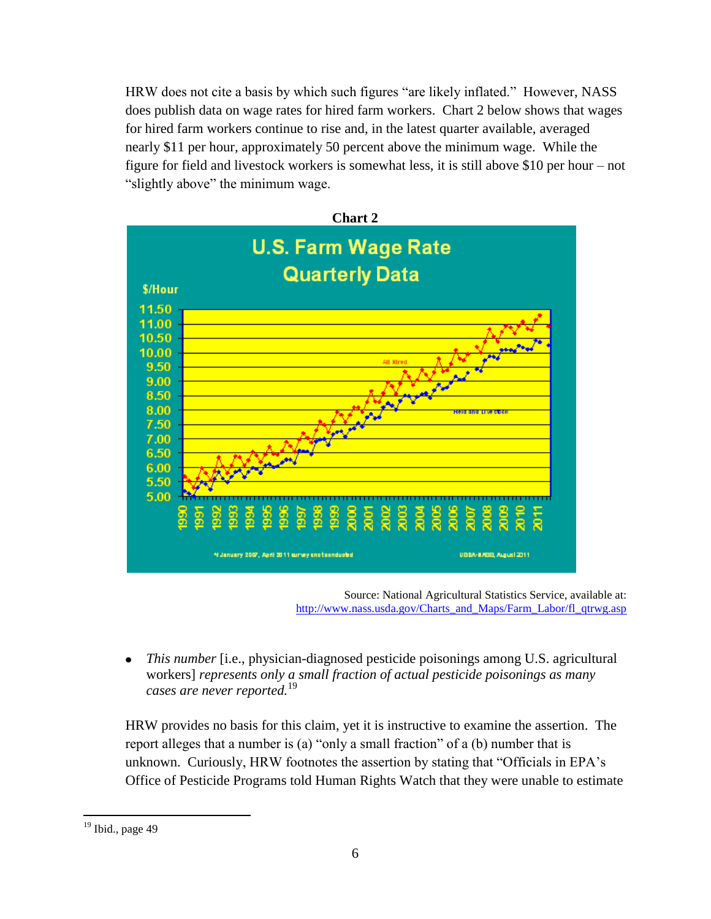HRW does not cite a basis by which such figures "are likely inflated." However, NASS does publish data on wage rates for hired farm workers. Chart 2 below shows that wages for hired farm workers continue to rise and, in the latest quarter available, averaged nearly $11 per hour, approximately 50 percent above the minimum wage. While the figure for field and livestock workers is somewhat less, it is still above $10 per hour – not "slightly above" the minimum wage.

**Chart 2**

Source: National Agricultural Statistics Service, available at: http://www.nass.usda.gov/Charts_and_Maps/Farm_Labor/fl_qtrwg.asp

- *This number* [i.e., physician-diagnosed pesticide poisonings among U.S. agricultural workers] *represents only a small fraction of actual pesticide poisonings as many cases are never reported.*[19]

HRW provides no basis for this claim, yet it is instructive to examine the assertion. The report alleges that a number is (a) "only a small fraction" of a (b) number that is unknown. Curiously, HRW footnotes the assertion by stating that "Officials in EPA's Office of Pesticide Programs told Human Rights Watch that they were unable to estimate

---

[19] Ibid., page 49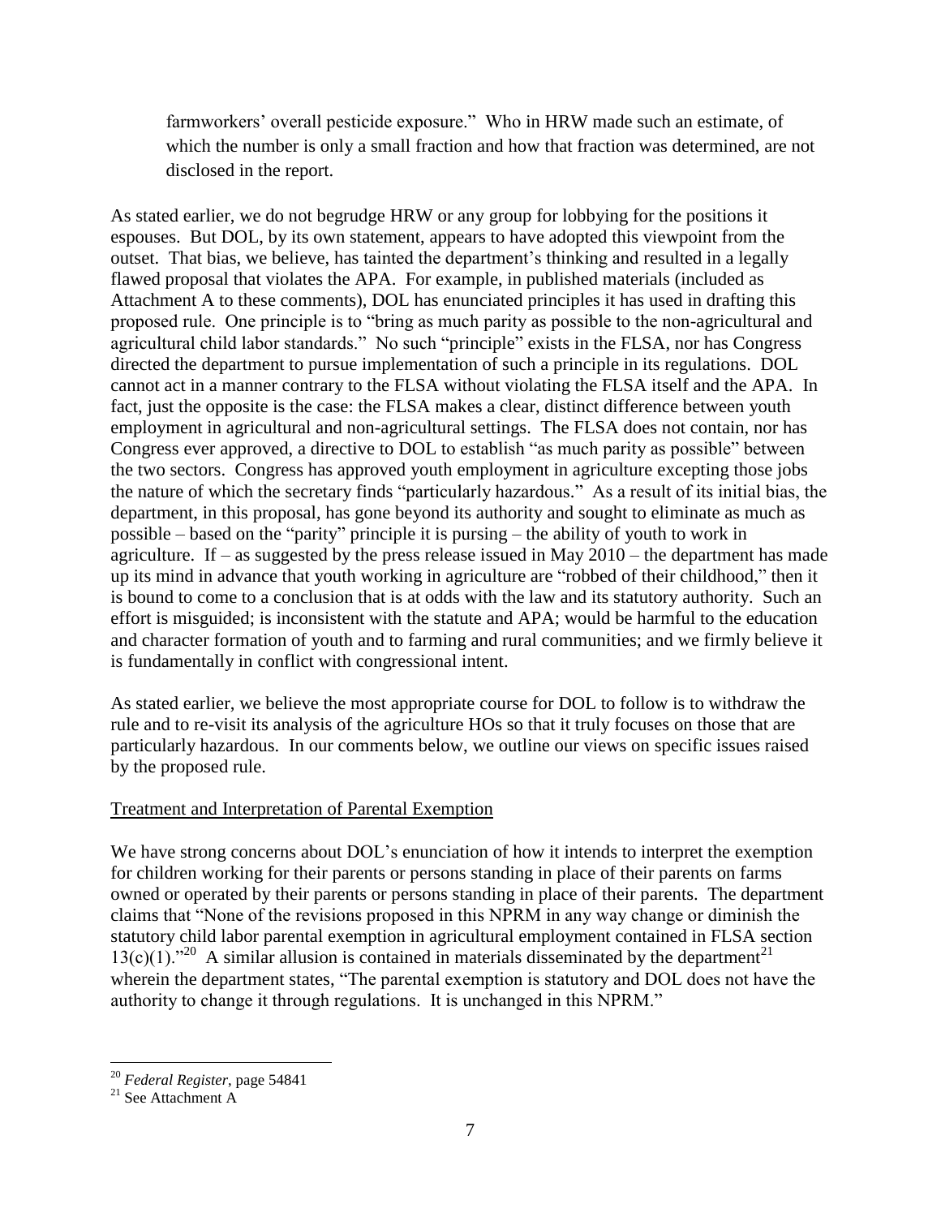> farmworkers' overall pesticide exposure." Who in HRW made such an estimate, of which the number is only a small fraction and how that fraction was determined, are not disclosed in the report.

As stated earlier, we do not begrudge HRW or any group for lobbying for the positions it espouses. But DOL, by its own statement, appears to have adopted this viewpoint from the outset. That bias, we believe, has tainted the department's thinking and resulted in a legally flawed proposal that violates the APA. For example, in published materials (included as Attachment A to these comments), DOL has enunciated principles it has used in drafting this proposed rule. One principle is to "bring as much parity as possible to the non-agricultural and agricultural child labor standards." No such "principle" exists in the FLSA, nor has Congress directed the department to pursue implementation of such a principle in its regulations. DOL cannot act in a manner contrary to the FLSA without violating the FLSA itself and the APA. In fact, just the opposite is the case: the FLSA makes a clear, distinct difference between youth employment in agricultural and non-agricultural settings. The FLSA does not contain, nor has Congress ever approved, a directive to DOL to establish "as much parity as possible" between the two sectors. Congress has approved youth employment in agriculture excepting those jobs the nature of which the secretary finds "particularly hazardous." As a result of its initial bias, the department, in this proposal, has gone beyond its authority and sought to eliminate as much as possible – based on the "parity" principle it is pursuing – the ability of youth to work in agriculture. If – as suggested by the press release issued in May 2010 – the department has made up its mind in advance that youth working in agriculture are "robbed of their childhood," then it is bound to come to a conclusion that is at odds with the law and its statutory authority. Such an effort is misguided; is inconsistent with the statute and APA; would be harmful to the education and character formation of youth and to farming and rural communities; and we firmly believe it is fundamentally in conflict with congressional intent.

As stated earlier, we believe the most appropriate course for DOL to follow is to withdraw the rule and to re-visit its analysis of the agriculture HOs so that it truly focuses on those that are particularly hazardous. In our comments below, we outline our views on specific issues raised by the proposed rule.

<u>Treatment and Interpretation of Parental Exemption</u>

We have strong concerns about DOL's enunciation of how it intends to interpret the exemption for children working for their parents or persons standing in place of their parents on farms owned or operated by their parents or persons standing in place of their parents. The department claims that "None of the revisions proposed in this NPRM in any way change or diminish the statutory child labor parental exemption in agricultural employment contained in FLSA section 13(c)(1)."[20] A similar allusion is contained in materials disseminated by the department[21] wherein the department states, "The parental exemption is statutory and DOL does not have the authority to change it through regulations. It is unchanged in this NPRM."

---

[20] *Federal Register*, page 54841

[21] See Attachment A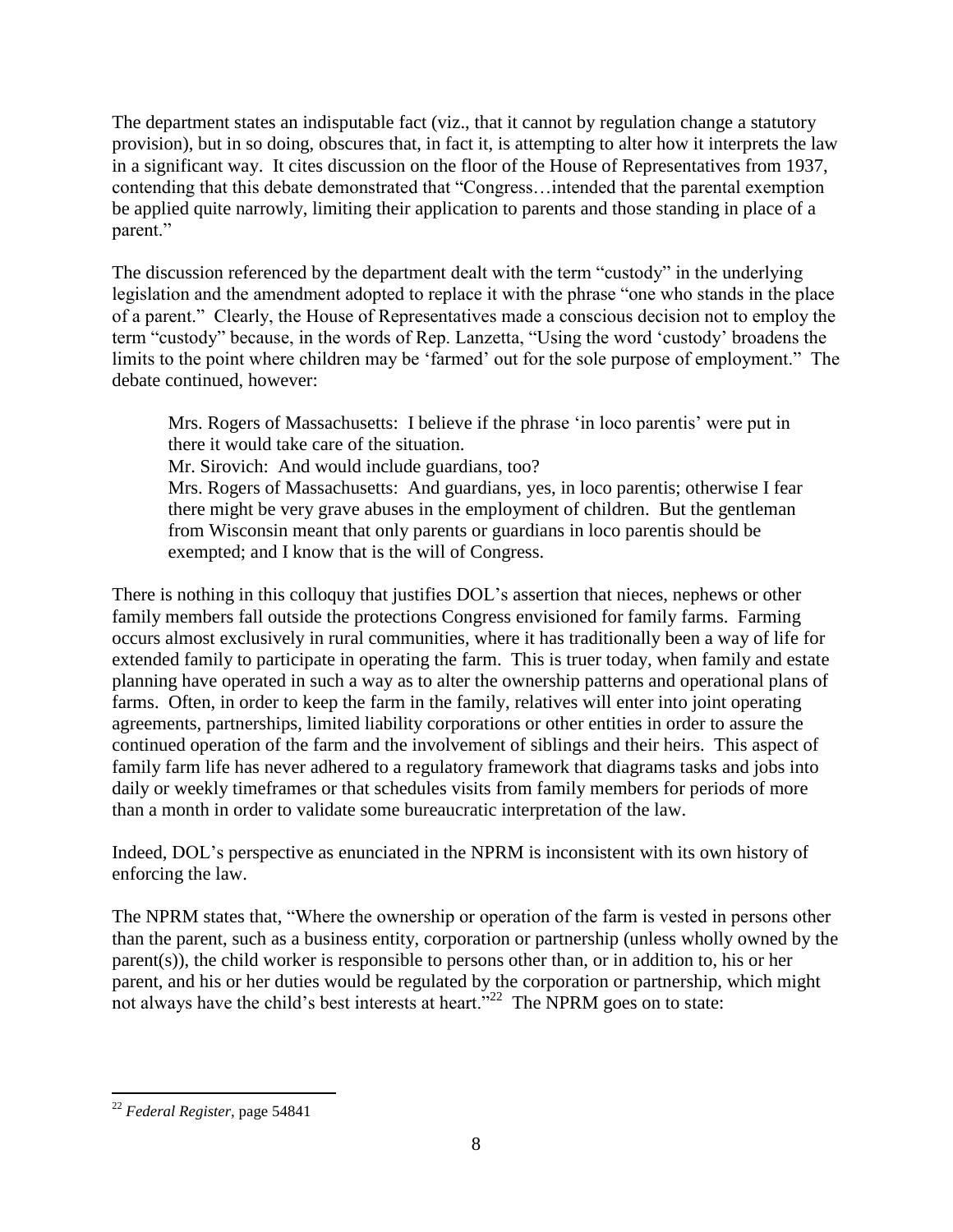The department states an indisputable fact (viz., that it cannot by regulation change a statutory provision), but in so doing, obscures that, in fact it, is attempting to alter how it interprets the law in a significant way. It cites discussion on the floor of the House of Representatives from 1937, contending that this debate demonstrated that "Congress…intended that the parental exemption be applied quite narrowly, limiting their application to parents and those standing in place of a parent."

The discussion referenced by the department dealt with the term "custody" in the underlying legislation and the amendment adopted to replace it with the phrase "one who stands in the place of a parent." Clearly, the House of Representatives made a conscious decision not to employ the term "custody" because, in the words of Rep. Lanzetta, "Using the word 'custody' broadens the limits to the point where children may be 'farmed' out for the sole purpose of employment." The debate continued, however:

> Mrs. Rogers of Massachusetts: I believe if the phrase 'in loco parentis' were put in there it would take care of the situation.
> Mr. Sirovich: And would include guardians, too?
> Mrs. Rogers of Massachusetts: And guardians, yes, in loco parentis; otherwise I fear there might be very grave abuses in the employment of children. But the gentleman from Wisconsin meant that only parents or guardians in loco parentis should be exempted; and I know that is the will of Congress.

There is nothing in this colloquy that justifies DOL's assertion that nieces, nephews or other family members fall outside the protections Congress envisioned for family farms. Farming occurs almost exclusively in rural communities, where it has traditionally been a way of life for extended family to participate in operating the farm. This is truer today, when family and estate planning have operated in such a way as to alter the ownership patterns and operational plans of farms. Often, in order to keep the farm in the family, relatives will enter into joint operating agreements, partnerships, limited liability corporations or other entities in order to assure the continued operation of the farm and the involvement of siblings and their heirs. This aspect of family farm life has never adhered to a regulatory framework that diagrams tasks and jobs into daily or weekly timeframes or that schedules visits from family members for periods of more than a month in order to validate some bureaucratic interpretation of the law.

Indeed, DOL's perspective as enunciated in the NPRM is inconsistent with its own history of enforcing the law.

The NPRM states that, "Where the ownership or operation of the farm is vested in persons other than the parent, such as a business entity, corporation or partnership (unless wholly owned by the parent(s)), the child worker is responsible to persons other than, or in addition to, his or her parent, and his or her duties would be regulated by the corporation or partnership, which might not always have the child's best interests at heart."[22] The NPRM goes on to state:

---

[22] *Federal Register*, page 54841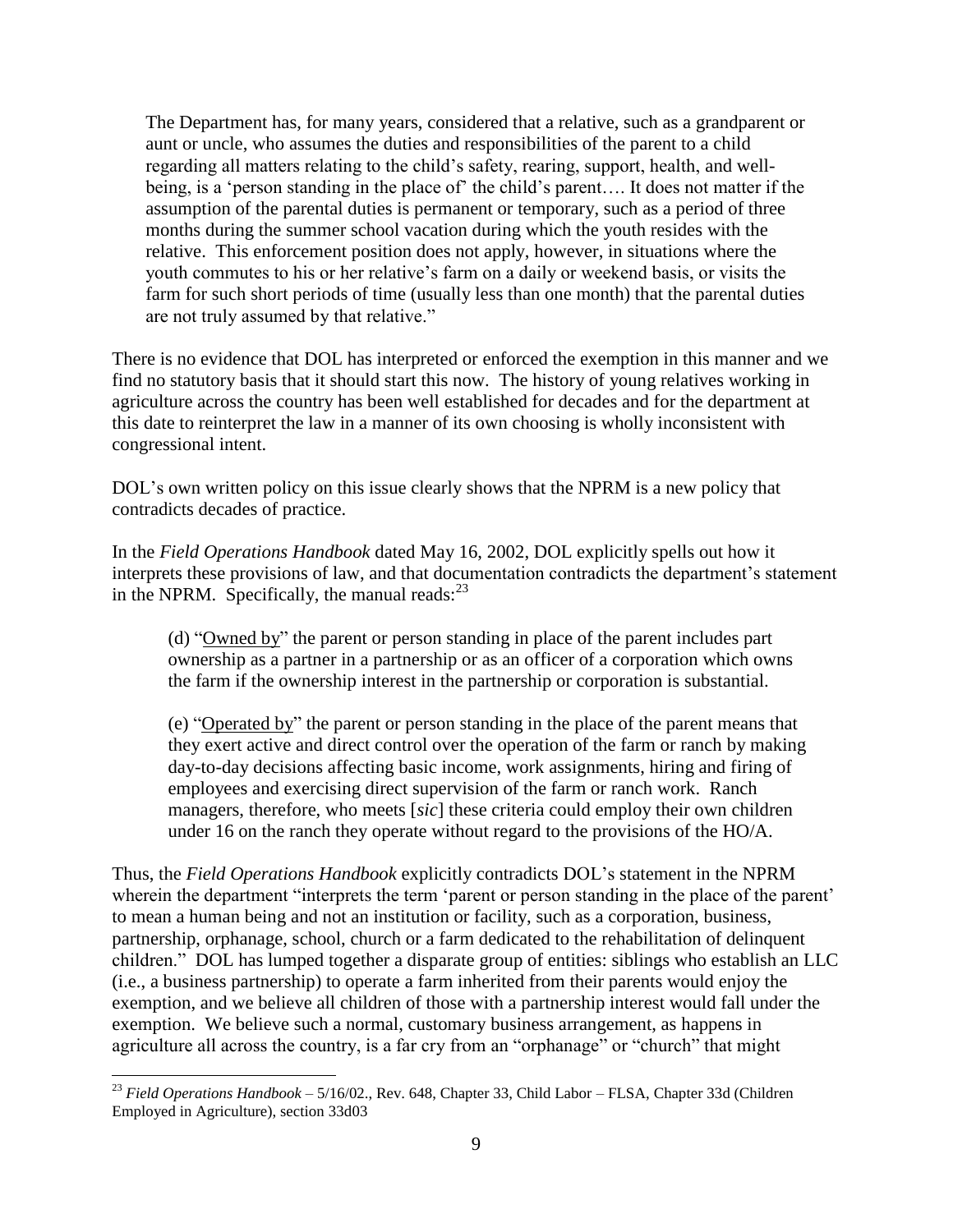> The Department has, for many years, considered that a relative, such as a grandparent or aunt or uncle, who assumes the duties and responsibilities of the parent to a child regarding all matters relating to the child's safety, rearing, support, health, and well-being, is a 'person standing in the place of' the child's parent…. It does not matter if the assumption of the parental duties is permanent or temporary, such as a period of three months during the summer school vacation during which the youth resides with the relative. This enforcement position does not apply, however, in situations where the youth commutes to his or her relative's farm on a daily or weekend basis, or visits the farm for such short periods of time (usually less than one month) that the parental duties are not truly assumed by that relative."

There is no evidence that DOL has interpreted or enforced the exemption in this manner and we find no statutory basis that it should start this now. The history of young relatives working in agriculture across the country has been well established for decades and for the department at this date to reinterpret the law in a manner of its own choosing is wholly inconsistent with congressional intent.

DOL's own written policy on this issue clearly shows that the NPRM is a new policy that contradicts decades of practice.

In the *Field Operations Handbook* dated May 16, 2002, DOL explicitly spells out how it interprets these provisions of law, and that documentation contradicts the department's statement in the NPRM. Specifically, the manual reads:[23]

> (d) "Owned by" the parent or person standing in place of the parent includes part ownership as a partner in a partnership or as an officer of a corporation which owns the farm if the ownership interest in the partnership or corporation is substantial.
>
> (e) "Operated by" the parent or person standing in the place of the parent means that they exert active and direct control over the operation of the farm or ranch by making day-to-day decisions affecting basic income, work assignments, hiring and firing of employees and exercising direct supervision of the farm or ranch work. Ranch managers, therefore, who meets [*sic*] these criteria could employ their own children under 16 on the ranch they operate without regard to the provisions of the HO/A.

Thus, the *Field Operations Handbook* explicitly contradicts DOL's statement in the NPRM wherein the department "interprets the term 'parent or person standing in the place of the parent' to mean a human being and not an institution or facility, such as a corporation, business, partnership, orphanage, school, church or a farm dedicated to the rehabilitation of delinquent children." DOL has lumped together a disparate group of entities: siblings who establish an LLC (i.e., a business partnership) to operate a farm inherited from their parents would enjoy the exemption, and we believe all children of those with a partnership interest would fall under the exemption. We believe such a normal, customary business arrangement, as happens in agriculture all across the country, is a far cry from an "orphanage" or "church" that might

---

[23] *Field Operations Handbook* – 5/16/02., Rev. 648, Chapter 33, Child Labor – FLSA, Chapter 33d (Children Employed in Agriculture), section 33d03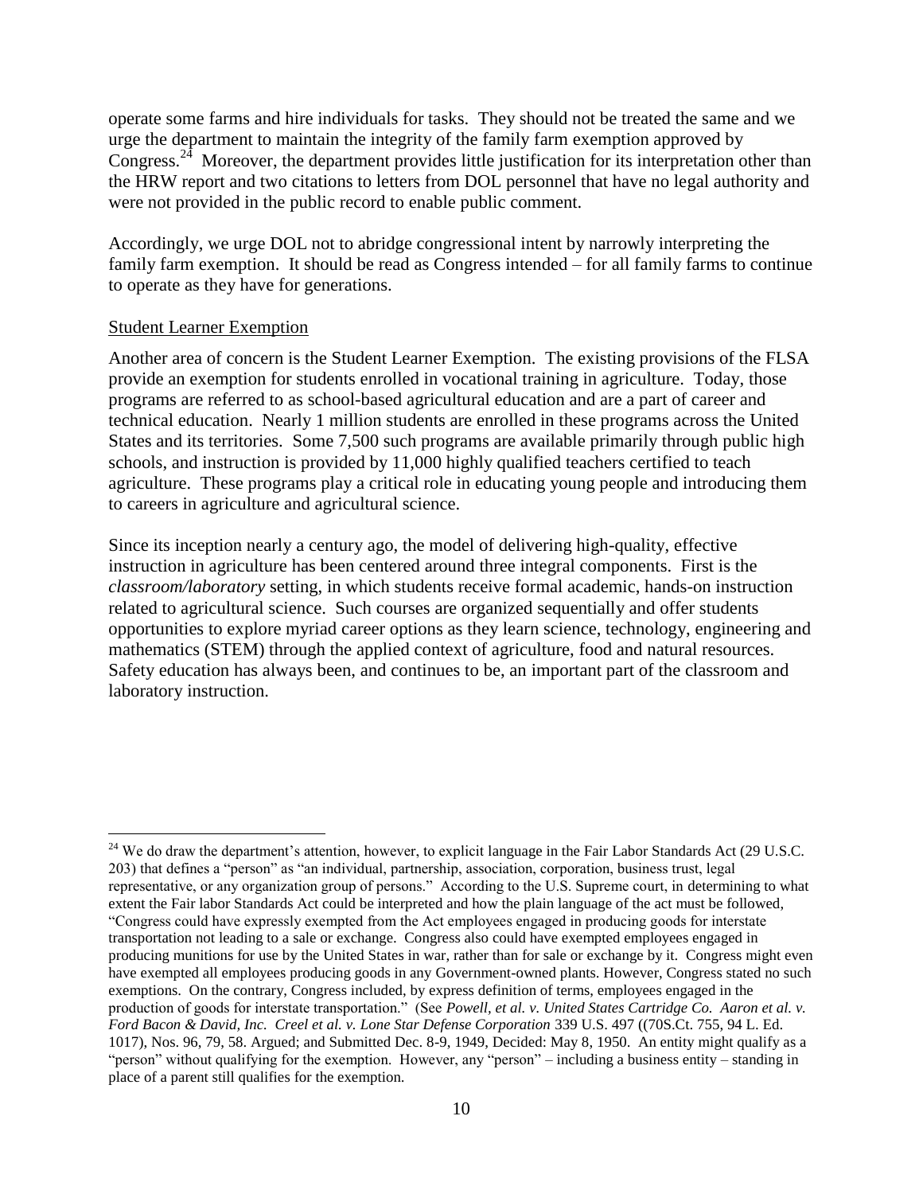operate some farms and hire individuals for tasks. They should not be treated the same and we urge the department to maintain the integrity of the family farm exemption approved by Congress.[24] Moreover, the department provides little justification for its interpretation other than the HRW report and two citations to letters from DOL personnel that have no legal authority and were not provided in the public record to enable public comment.

Accordingly, we urge DOL not to abridge congressional intent by narrowly interpreting the family farm exemption. It should be read as Congress intended – for all family farms to continue to operate as they have for generations.

<u>Student Learner Exemption</u>

Another area of concern is the Student Learner Exemption. The existing provisions of the FLSA provide an exemption for students enrolled in vocational training in agriculture. Today, those programs are referred to as school-based agricultural education and are a part of career and technical education. Nearly 1 million students are enrolled in these programs across the United States and its territories. Some 7,500 such programs are available primarily through public high schools, and instruction is provided by 11,000 highly qualified teachers certified to teach agriculture. These programs play a critical role in educating young people and introducing them to careers in agriculture and agricultural science.

Since its inception nearly a century ago, the model of delivering high-quality, effective instruction in agriculture has been centered around three integral components. First is the *classroom/laboratory* setting, in which students receive formal academic, hands-on instruction related to agricultural science. Such courses are organized sequentially and offer students opportunities to explore myriad career options as they learn science, technology, engineering and mathematics (STEM) through the applied context of agriculture, food and natural resources. Safety education has always been, and continues to be, an important part of the classroom and laboratory instruction.

---

[24] We do draw the department's attention, however, to explicit language in the Fair Labor Standards Act (29 U.S.C. 203) that defines a "person" as "an individual, partnership, association, corporation, business trust, legal representative, or any organization group of persons." According to the U.S. Supreme court, in determining to what extent the Fair labor Standards Act could be interpreted and how the plain language of the act must be followed, "Congress could have expressly exempted from the Act employees engaged in producing goods for interstate transportation not leading to a sale or exchange. Congress also could have exempted employees engaged in producing munitions for use by the United States in war, rather than for sale or exchange by it. Congress might even have exempted all employees producing goods in any Government-owned plants. However, Congress stated no such exemptions. On the contrary, Congress included, by express definition of terms, employees engaged in the production of goods for interstate transportation." (See *Powell, et al. v. United States Cartridge Co. Aaron et al. v. Ford Bacon & David, Inc. Creel et al. v. Lone Star Defense Corporation* 339 U.S. 497 ((70S.Ct. 755, 94 L. Ed. 1017), Nos. 96, 79, 58. Argued; and Submitted Dec. 8-9, 1949, Decided: May 8, 1950. An entity might qualify as a "person" without qualifying for the exemption. However, any "person" – including a business entity – standing in place of a parent still qualifies for the exemption.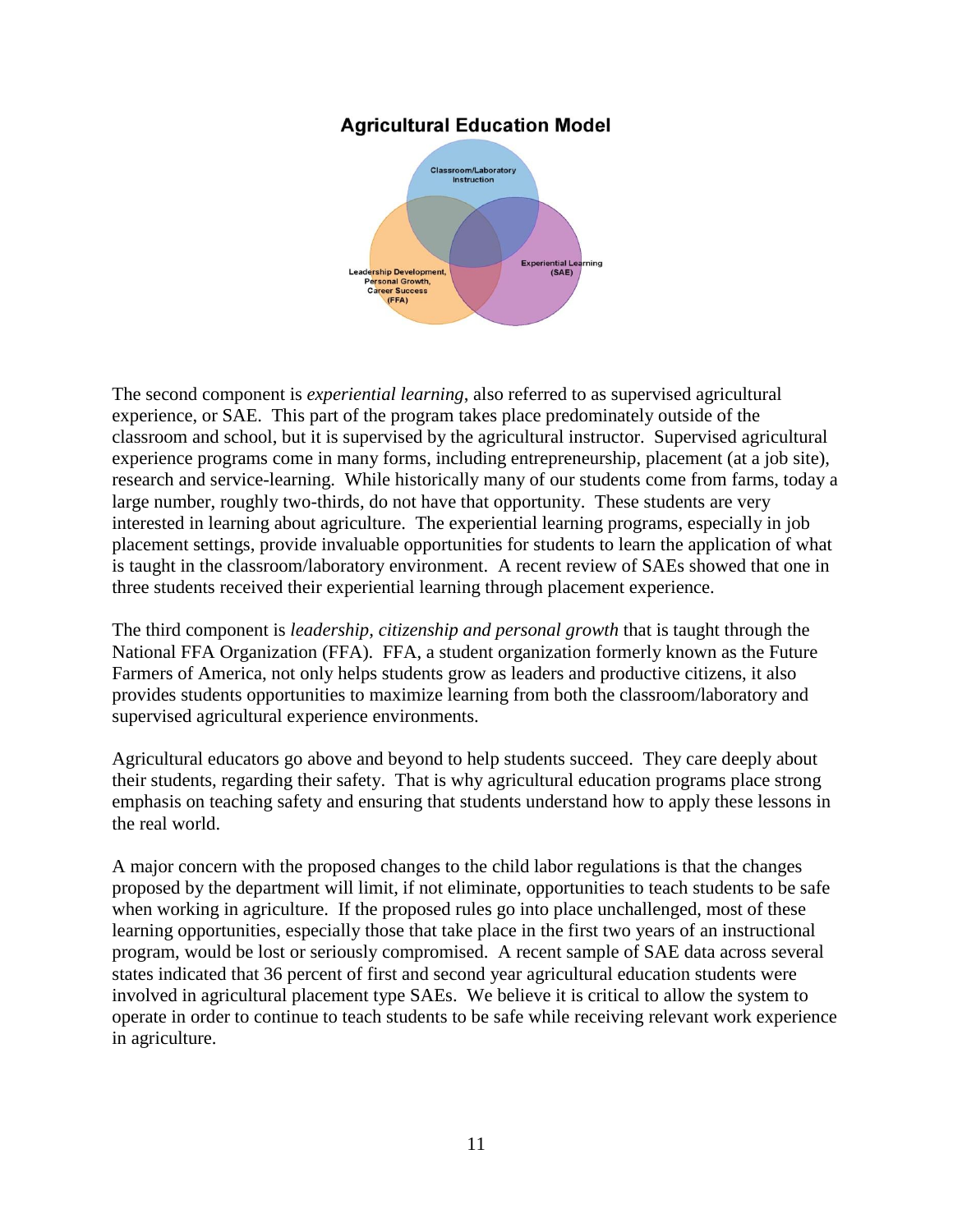**Agricultural Education Model**

Classroom/Laboratory Instruction

Leadership Development, Personal Growth, Career Success (FFA)

Experiential Learning (SAE)

The second component is *experiential learning*, also referred to as supervised agricultural experience, or SAE. This part of the program takes place predominately outside of the classroom and school, but it is supervised by the agricultural instructor. Supervised agricultural experience programs come in many forms, including entrepreneurship, placement (at a job site), research and service-learning. While historically many of our students come from farms, today a large number, roughly two-thirds, do not have that opportunity. These students are very interested in learning about agriculture. The experiential learning programs, especially in job placement settings, provide invaluable opportunities for students to learn the application of what is taught in the classroom/laboratory environment. A recent review of SAEs showed that one in three students received their experiential learning through placement experience.

The third component is *leadership, citizenship and personal growth* that is taught through the National FFA Organization (FFA). FFA, a student organization formerly known as the Future Farmers of America, not only helps students grow as leaders and productive citizens, it also provides students opportunities to maximize learning from both the classroom/laboratory and supervised agricultural experience environments.

Agricultural educators go above and beyond to help students succeed. They care deeply about their students, regarding their safety. That is why agricultural education programs place strong emphasis on teaching safety and ensuring that students understand how to apply these lessons in the real world.

A major concern with the proposed changes to the child labor regulations is that the changes proposed by the department will limit, if not eliminate, opportunities to teach students to be safe when working in agriculture. If the proposed rules go into place unchallenged, most of these learning opportunities, especially those that take place in the first two years of an instructional program, would be lost or seriously compromised. A recent sample of SAE data across several states indicated that 36 percent of first and second year agricultural education students were involved in agricultural placement type SAEs. We believe it is critical to allow the system to operate in order to continue to teach students to be safe while receiving relevant work experience in agriculture.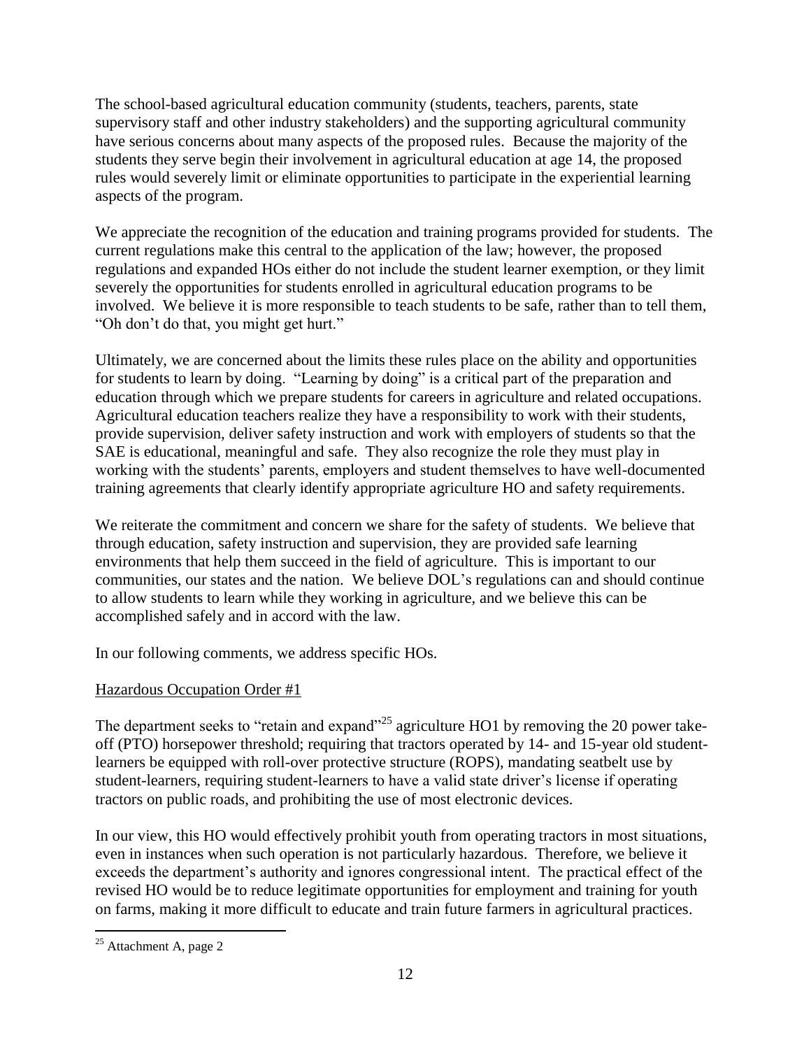The school-based agricultural education community (students, teachers, parents, state supervisory staff and other industry stakeholders) and the supporting agricultural community have serious concerns about many aspects of the proposed rules. Because the majority of the students they serve begin their involvement in agricultural education at age 14, the proposed rules would severely limit or eliminate opportunities to participate in the experiential learning aspects of the program.

We appreciate the recognition of the education and training programs provided for students. The current regulations make this central to the application of the law; however, the proposed regulations and expanded HOs either do not include the student learner exemption, or they limit severely the opportunities for students enrolled in agricultural education programs to be involved. We believe it is more responsible to teach students to be safe, rather than to tell them, "Oh don't do that, you might get hurt."

Ultimately, we are concerned about the limits these rules place on the ability and opportunities for students to learn by doing. "Learning by doing" is a critical part of the preparation and education through which we prepare students for careers in agriculture and related occupations. Agricultural education teachers realize they have a responsibility to work with their students, provide supervision, deliver safety instruction and work with employers of students so that the SAE is educational, meaningful and safe. They also recognize the role they must play in working with the students' parents, employers and student themselves to have well-documented training agreements that clearly identify appropriate agriculture HO and safety requirements.

We reiterate the commitment and concern we share for the safety of students. We believe that through education, safety instruction and supervision, they are provided safe learning environments that help them succeed in the field of agriculture. This is important to our communities, our states and the nation. We believe DOL's regulations can and should continue to allow students to learn while they working in agriculture, and we believe this can be accomplished safely and in accord with the law.

In our following comments, we address specific HOs.

Hazardous Occupation Order #1

The department seeks to "retain and expand"[25] agriculture HO1 by removing the 20 power take-off (PTO) horsepower threshold; requiring that tractors operated by 14- and 15-year old student-learners be equipped with roll-over protective structure (ROPS), mandating seatbelt use by student-learners, requiring student-learners to have a valid state driver's license if operating tractors on public roads, and prohibiting the use of most electronic devices.

In our view, this HO would effectively prohibit youth from operating tractors in most situations, even in instances when such operation is not particularly hazardous. Therefore, we believe it exceeds the department's authority and ignores congressional intent. The practical effect of the revised HO would be to reduce legitimate opportunities for employment and training for youth on farms, making it more difficult to educate and train future farmers in agricultural practices.

[25] Attachment A, page 2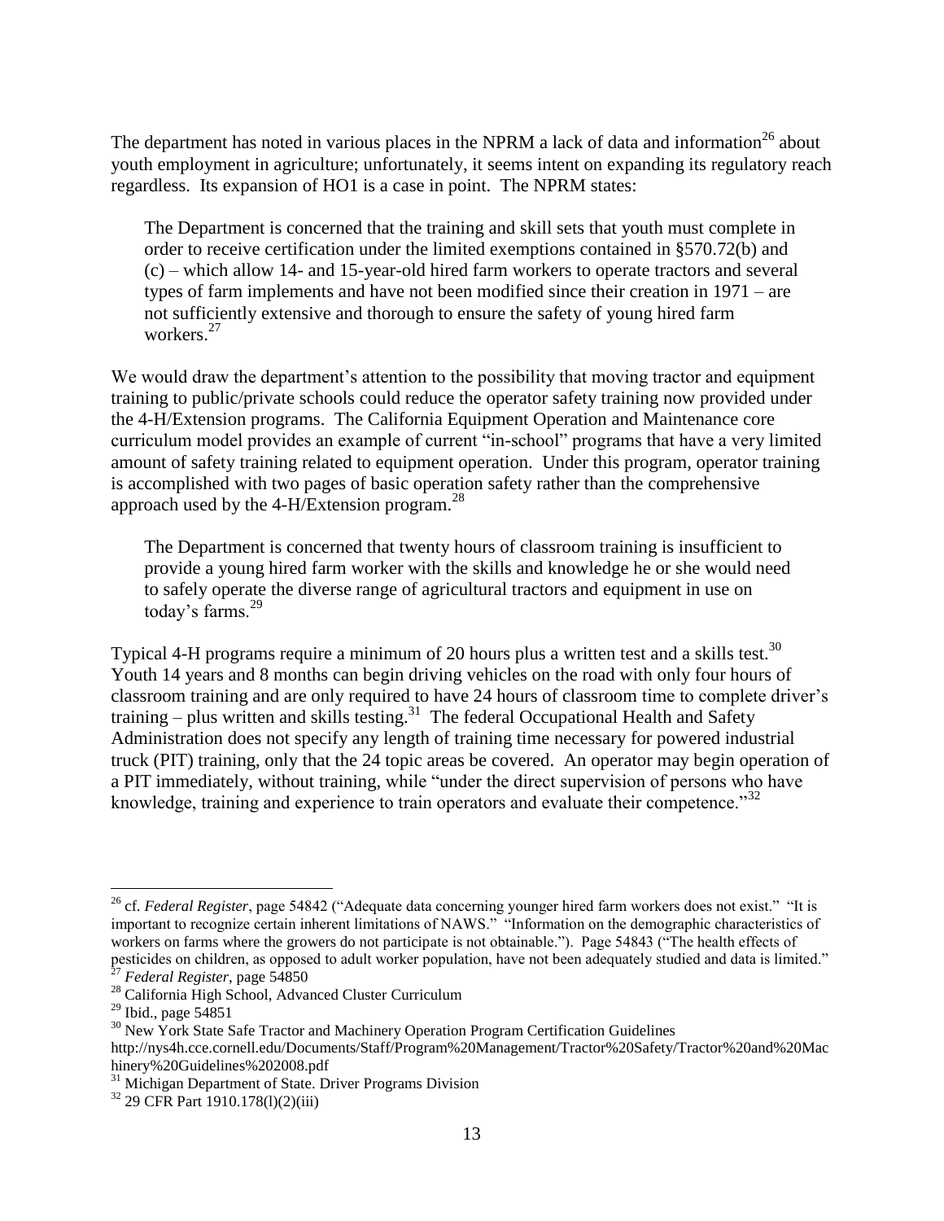The department has noted in various places in the NPRM a lack of data and information[26] about youth employment in agriculture; unfortunately, it seems intent on expanding its regulatory reach regardless. Its expansion of HO1 is a case in point. The NPRM states:

> The Department is concerned that the training and skill sets that youth must complete in order to receive certification under the limited exemptions contained in §570.72(b) and (c) – which allow 14- and 15-year-old hired farm workers to operate tractors and several types of farm implements and have not been modified since their creation in 1971 – are not sufficiently extensive and thorough to ensure the safety of young hired farm workers.[27]

We would draw the department's attention to the possibility that moving tractor and equipment training to public/private schools could reduce the operator safety training now provided under the 4-H/Extension programs. The California Equipment Operation and Maintenance core curriculum model provides an example of current "in-school" programs that have a very limited amount of safety training related to equipment operation. Under this program, operator training is accomplished with two pages of basic operation safety rather than the comprehensive approach used by the 4-H/Extension program.[28]

> The Department is concerned that twenty hours of classroom training is insufficient to provide a young hired farm worker with the skills and knowledge he or she would need to safely operate the diverse range of agricultural tractors and equipment in use on today's farms.[29]

Typical 4-H programs require a minimum of 20 hours plus a written test and a skills test.[30] Youth 14 years and 8 months can begin driving vehicles on the road with only four hours of classroom training and are only required to have 24 hours of classroom time to complete driver's training – plus written and skills testing.[31] The federal Occupational Health and Safety Administration does not specify any length of training time necessary for powered industrial truck (PIT) training, only that the 24 topic areas be covered. An operator may begin operation of a PIT immediately, without training, while "under the direct supervision of persons who have knowledge, training and experience to train operators and evaluate their competence."[32]

---

[26] cf. *Federal Register*, page 54842 ("Adequate data concerning younger hired farm workers does not exist." "It is important to recognize certain inherent limitations of NAWS." "Information on the demographic characteristics of workers on farms where the growers do not participate is not obtainable."). Page 54843 ("The health effects of pesticides on children, as opposed to adult worker population, have not been adequately studied and data is limited."

[27] *Federal Register*, page 54850

[28] California High School, Advanced Cluster Curriculum

[29] Ibid., page 54851

[30] New York State Safe Tractor and Machinery Operation Program Certification Guidelines http://nys4h.cce.cornell.edu/Documents/Staff/Program%20Management/Tractor%20Safety/Tractor%20and%20Machinery%20Guidelines%202008.pdf

[31] Michigan Department of State. Driver Programs Division

[32] 29 CFR Part 1910.178(l)(2)(iii)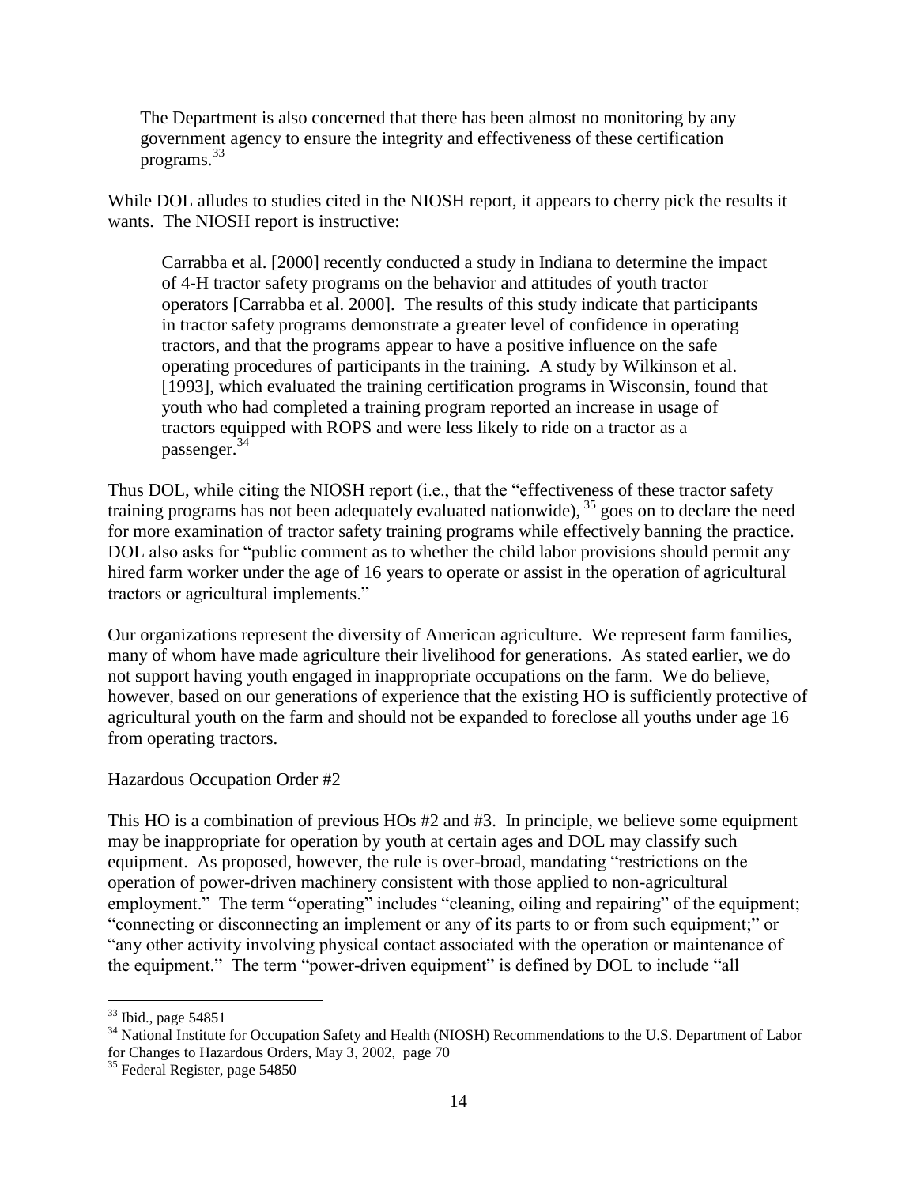> The Department is also concerned that there has been almost no monitoring by any government agency to ensure the integrity and effectiveness of these certification programs.[33]

While DOL alludes to studies cited in the NIOSH report, it appears to cherry pick the results it wants. The NIOSH report is instructive:

> Carrabba et al. [2000] recently conducted a study in Indiana to determine the impact of 4-H tractor safety programs on the behavior and attitudes of youth tractor operators [Carrabba et al. 2000]. The results of this study indicate that participants in tractor safety programs demonstrate a greater level of confidence in operating tractors, and that the programs appear to have a positive influence on the safe operating procedures of participants in the training. A study by Wilkinson et al. [1993], which evaluated the training certification programs in Wisconsin, found that youth who had completed a training program reported an increase in usage of tractors equipped with ROPS and were less likely to ride on a tractor as a passenger.[34]

Thus DOL, while citing the NIOSH report (i.e., that the "effectiveness of these tractor safety training programs has not been adequately evaluated nationwide), [35] goes on to declare the need for more examination of tractor safety training programs while effectively banning the practice. DOL also asks for "public comment as to whether the child labor provisions should permit any hired farm worker under the age of 16 years to operate or assist in the operation of agricultural tractors or agricultural implements."

Our organizations represent the diversity of American agriculture. We represent farm families, many of whom have made agriculture their livelihood for generations. As stated earlier, we do not support having youth engaged in inappropriate occupations on the farm. We do believe, however, based on our generations of experience that the existing HO is sufficiently protective of agricultural youth on the farm and should not be expanded to foreclose all youths under age 16 from operating tractors.

<u>Hazardous Occupation Order #2</u>

This HO is a combination of previous HOs #2 and #3. In principle, we believe some equipment may be inappropriate for operation by youth at certain ages and DOL may classify such equipment. As proposed, however, the rule is over-broad, mandating "restrictions on the operation of power-driven machinery consistent with those applied to non-agricultural employment." The term "operating" includes "cleaning, oiling and repairing" of the equipment; "connecting or disconnecting an implement or any of its parts to or from such equipment;" or "any other activity involving physical contact associated with the operation or maintenance of the equipment." The term "power-driven equipment" is defined by DOL to include "all

---

[33] Ibid., page 54851

[34] National Institute for Occupation Safety and Health (NIOSH) Recommendations to the U.S. Department of Labor for Changes to Hazardous Orders, May 3, 2002, page 70

[35] Federal Register, page 54850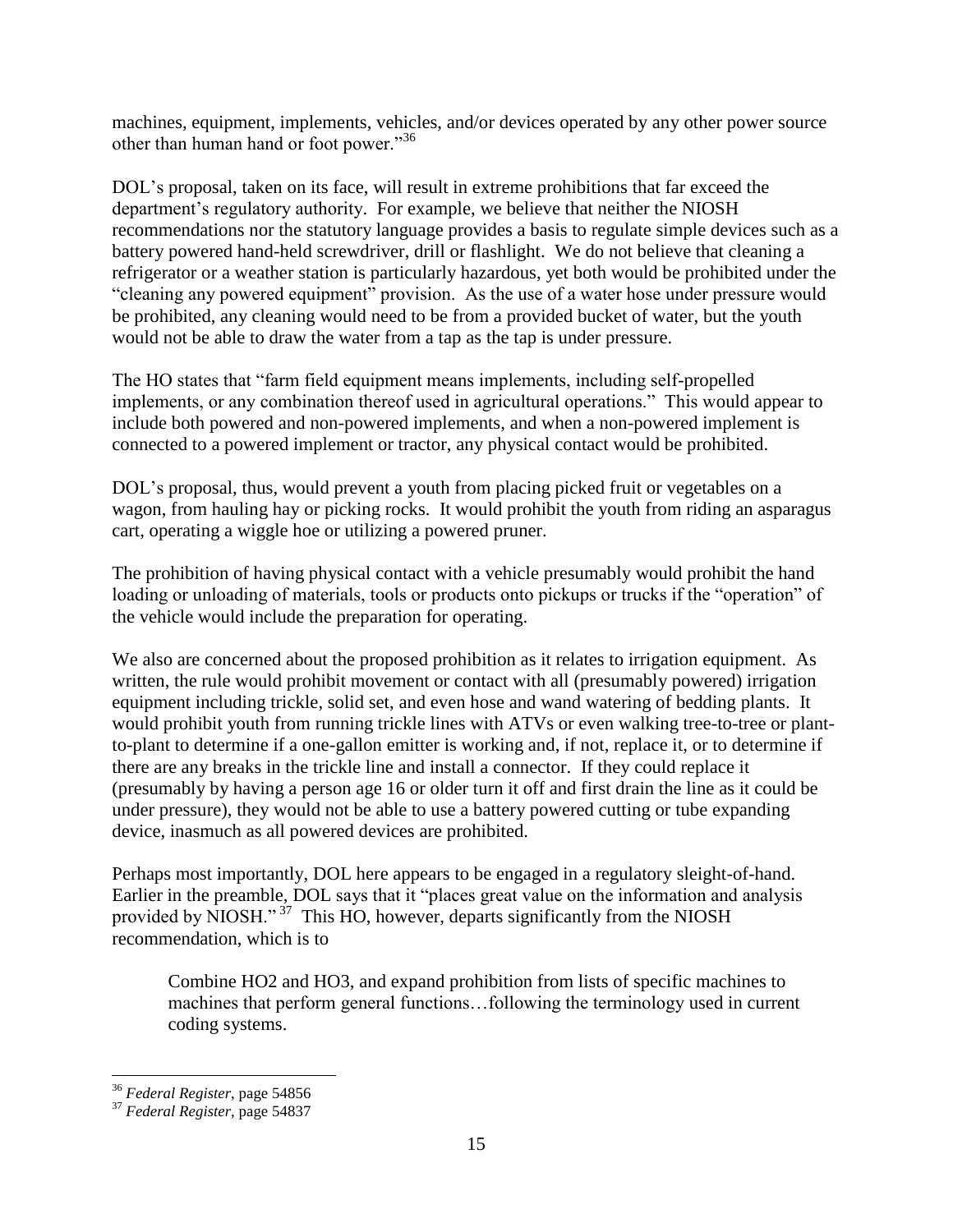machines, equipment, implements, vehicles, and/or devices operated by any other power source other than human hand or foot power."[36]

DOL's proposal, taken on its face, will result in extreme prohibitions that far exceed the department's regulatory authority. For example, we believe that neither the NIOSH recommendations nor the statutory language provides a basis to regulate simple devices such as a battery powered hand-held screwdriver, drill or flashlight. We do not believe that cleaning a refrigerator or a weather station is particularly hazardous, yet both would be prohibited under the "cleaning any powered equipment" provision. As the use of a water hose under pressure would be prohibited, any cleaning would need to be from a provided bucket of water, but the youth would not be able to draw the water from a tap as the tap is under pressure.

The HO states that "farm field equipment means implements, including self-propelled implements, or any combination thereof used in agricultural operations." This would appear to include both powered and non-powered implements, and when a non-powered implement is connected to a powered implement or tractor, any physical contact would be prohibited.

DOL's proposal, thus, would prevent a youth from placing picked fruit or vegetables on a wagon, from hauling hay or picking rocks. It would prohibit the youth from riding an asparagus cart, operating a wiggle hoe or utilizing a powered pruner.

The prohibition of having physical contact with a vehicle presumably would prohibit the hand loading or unloading of materials, tools or products onto pickups or trucks if the "operation" of the vehicle would include the preparation for operating.

We also are concerned about the proposed prohibition as it relates to irrigation equipment. As written, the rule would prohibit movement or contact with all (presumably powered) irrigation equipment including trickle, solid set, and even hose and wand watering of bedding plants. It would prohibit youth from running trickle lines with ATVs or even walking tree-to-tree or plant-to-plant to determine if a one-gallon emitter is working and, if not, replace it, or to determine if there are any breaks in the trickle line and install a connector. If they could replace it (presumably by having a person age 16 or older turn it off and first drain the line as it could be under pressure), they would not be able to use a battery powered cutting or tube expanding device, inasmuch as all powered devices are prohibited.

Perhaps most importantly, DOL here appears to be engaged in a regulatory sleight-of-hand. Earlier in the preamble, DOL says that it "places great value on the information and analysis provided by NIOSH."[37] This HO, however, departs significantly from the NIOSH recommendation, which is to

> Combine HO2 and HO3, and expand prohibition from lists of specific machines to machines that perform general functions…following the terminology used in current coding systems.

[36] *Federal Register*, page 54856

[37] *Federal Register*, page 54837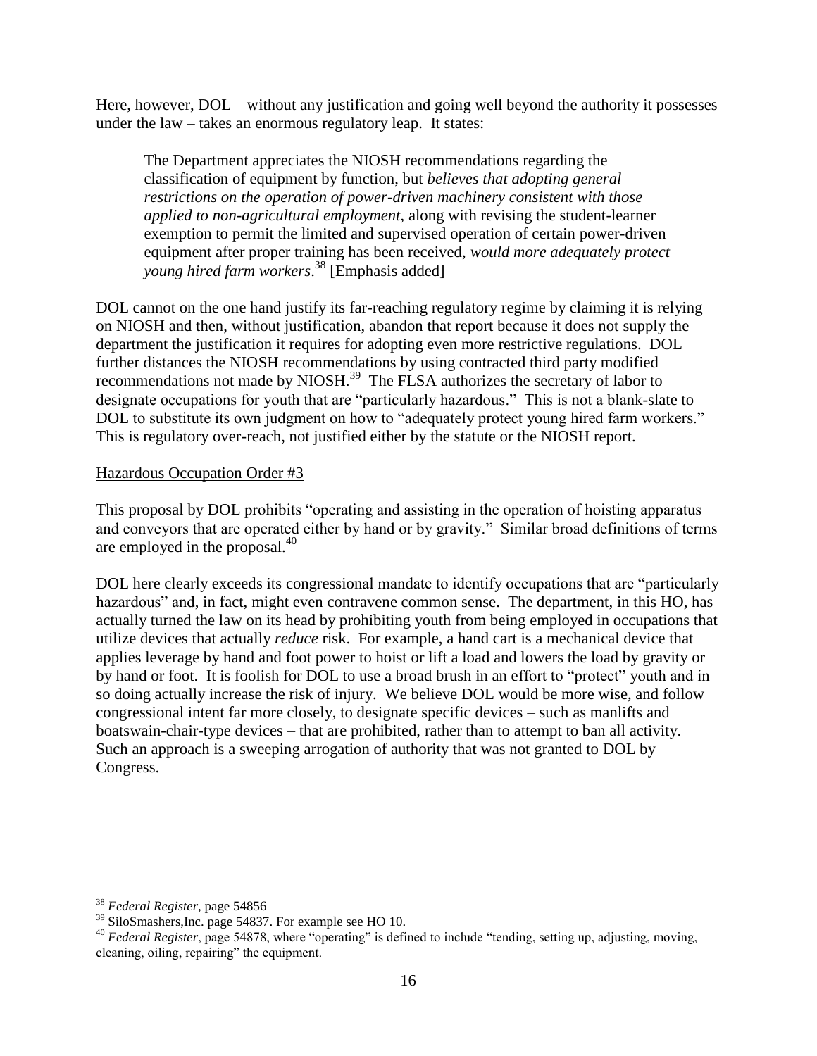Here, however, DOL – without any justification and going well beyond the authority it possesses under the law – takes an enormous regulatory leap. It states:

> The Department appreciates the NIOSH recommendations regarding the classification of equipment by function, but *believes that adopting general restrictions on the operation of power-driven machinery consistent with those applied to non-agricultural employment*, along with revising the student-learner exemption to permit the limited and supervised operation of certain power-driven equipment after proper training has been received, *would more adequately protect young hired farm workers*.[38] [Emphasis added]

DOL cannot on the one hand justify its far-reaching regulatory regime by claiming it is relying on NIOSH and then, without justification, abandon that report because it does not supply the department the justification it requires for adopting even more restrictive regulations. DOL further distances the NIOSH recommendations by using contracted third party modified recommendations not made by NIOSH.[39] The FLSA authorizes the secretary of labor to designate occupations for youth that are "particularly hazardous." This is not a blank-slate to DOL to substitute its own judgment on how to "adequately protect young hired farm workers." This is regulatory over-reach, not justified either by the statute or the NIOSH report.

<u>Hazardous Occupation Order #3</u>

This proposal by DOL prohibits "operating and assisting in the operation of hoisting apparatus and conveyors that are operated either by hand or by gravity." Similar broad definitions of terms are employed in the proposal.[40]

DOL here clearly exceeds its congressional mandate to identify occupations that are "particularly hazardous" and, in fact, might even contravene common sense. The department, in this HO, has actually turned the law on its head by prohibiting youth from being employed in occupations that utilize devices that actually *reduce* risk. For example, a hand cart is a mechanical device that applies leverage by hand and foot power to hoist or lift a load and lowers the load by gravity or by hand or foot. It is foolish for DOL to use a broad brush in an effort to "protect" youth and in so doing actually increase the risk of injury. We believe DOL would be more wise, and follow congressional intent far more closely, to designate specific devices – such as manlifts and boatswain-chair-type devices – that are prohibited, rather than to attempt to ban all activity. Such an approach is a sweeping arrogation of authority that was not granted to DOL by Congress.

---

[38] *Federal Register*, page 54856

[39] SiloSmashers,Inc. page 54837. For example see HO 10.

[40] *Federal Register*, page 54878, where "operating" is defined to include "tending, setting up, adjusting, moving, cleaning, oiling, repairing" the equipment.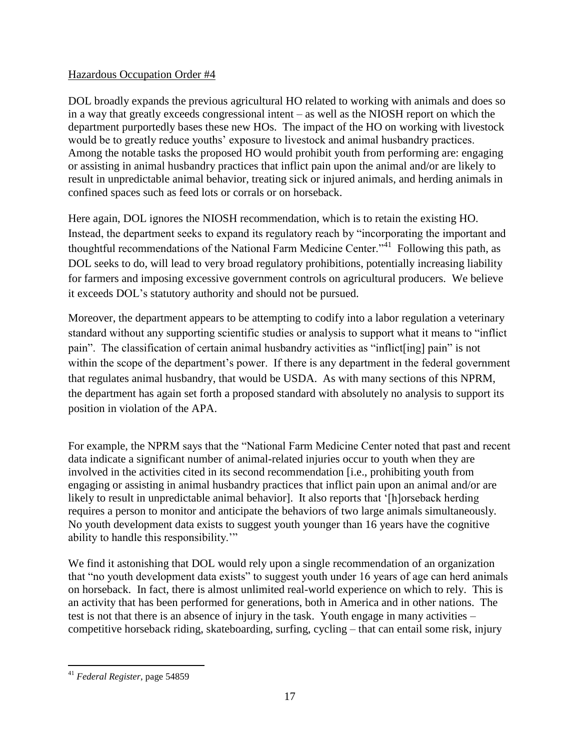<u>Hazardous Occupation Order #4</u>

DOL broadly expands the previous agricultural HO related to working with animals and does so in a way that greatly exceeds congressional intent – as well as the NIOSH report on which the department purportedly bases these new HOs. The impact of the HO on working with livestock would be to greatly reduce youths' exposure to livestock and animal husbandry practices. Among the notable tasks the proposed HO would prohibit youth from performing are: engaging or assisting in animal husbandry practices that inflict pain upon the animal and/or are likely to result in unpredictable animal behavior, treating sick or injured animals, and herding animals in confined spaces such as feed lots or corrals or on horseback.

Here again, DOL ignores the NIOSH recommendation, which is to retain the existing HO. Instead, the department seeks to expand its regulatory reach by "incorporating the important and thoughtful recommendations of the National Farm Medicine Center."[41] Following this path, as DOL seeks to do, will lead to very broad regulatory prohibitions, potentially increasing liability for farmers and imposing excessive government controls on agricultural producers. We believe it exceeds DOL's statutory authority and should not be pursued.

Moreover, the department appears to be attempting to codify into a labor regulation a veterinary standard without any supporting scientific studies or analysis to support what it means to "inflict pain". The classification of certain animal husbandry activities as "inflict[ing] pain" is not within the scope of the department's power. If there is any department in the federal government that regulates animal husbandry, that would be USDA. As with many sections of this NPRM, the department has again set forth a proposed standard with absolutely no analysis to support its position in violation of the APA.

For example, the NPRM says that the "National Farm Medicine Center noted that past and recent data indicate a significant number of animal-related injuries occur to youth when they are involved in the activities cited in its second recommendation [i.e., prohibiting youth from engaging or assisting in animal husbandry practices that inflict pain upon an animal and/or are likely to result in unpredictable animal behavior]. It also reports that '[h]orseback herding requires a person to monitor and anticipate the behaviors of two large animals simultaneously. No youth development data exists to suggest youth younger than 16 years have the cognitive ability to handle this responsibility.'"

We find it astonishing that DOL would rely upon a single recommendation of an organization that "no youth development data exists" to suggest youth under 16 years of age can herd animals on horseback. In fact, there is almost unlimited real-world experience on which to rely. This is an activity that has been performed for generations, both in America and in other nations. The test is not that there is an absence of injury in the task. Youth engage in many activities – competitive horseback riding, skateboarding, surfing, cycling – that can entail some risk, injury

[41] *Federal Register*, page 54859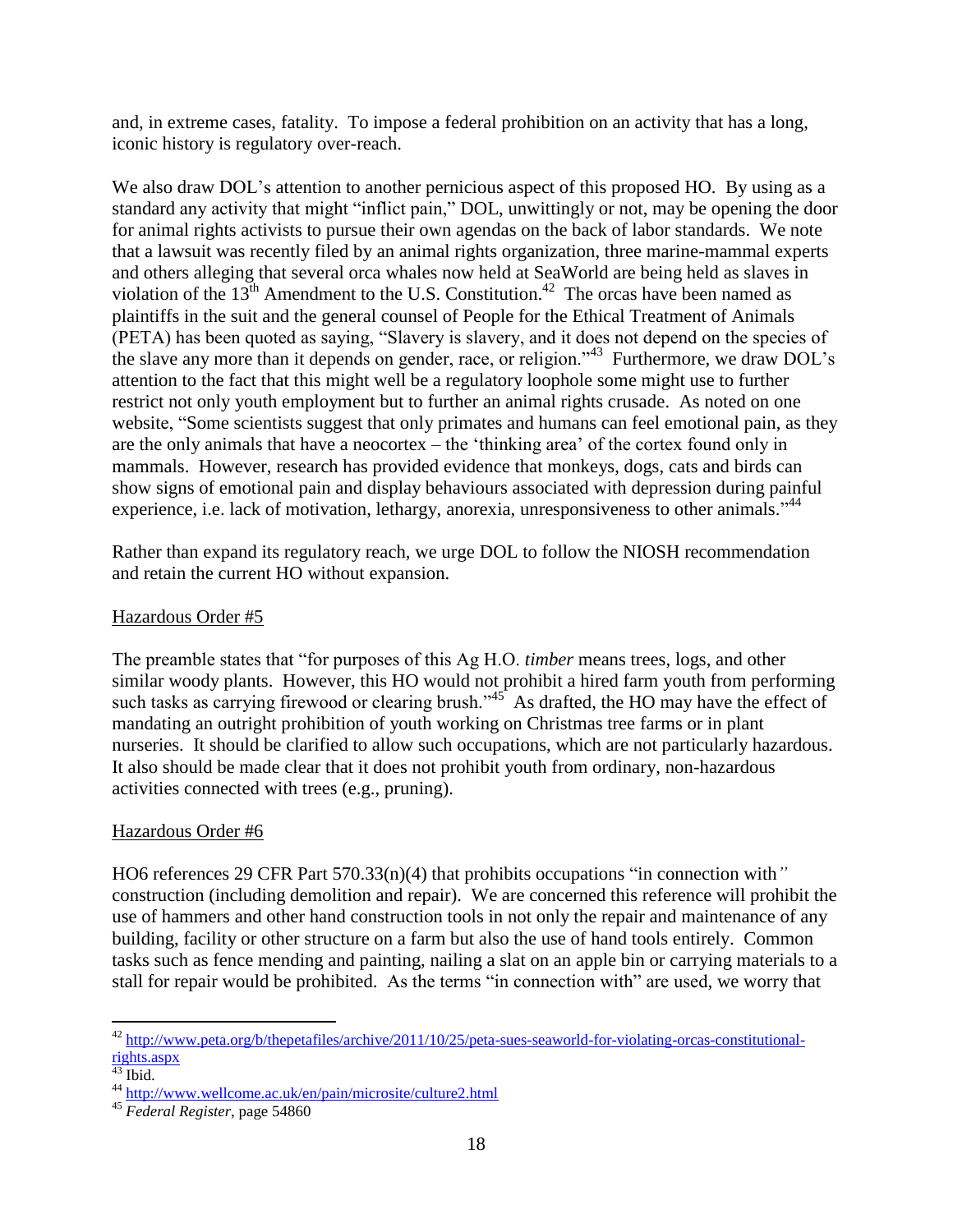and, in extreme cases, fatality. To impose a federal prohibition on an activity that has a long, iconic history is regulatory over-reach.

We also draw DOL's attention to another pernicious aspect of this proposed HO. By using as a standard any activity that might "inflict pain," DOL, unwittingly or not, may be opening the door for animal rights activists to pursue their own agendas on the back of labor standards. We note that a lawsuit was recently filed by an animal rights organization, three marine-mammal experts and others alleging that several orca whales now held at SeaWorld are being held as slaves in violation of the 13th Amendment to the U.S. Constitution.[42] The orcas have been named as plaintiffs in the suit and the general counsel of People for the Ethical Treatment of Animals (PETA) has been quoted as saying, "Slavery is slavery, and it does not depend on the species of the slave any more than it depends on gender, race, or religion."[43] Furthermore, we draw DOL's attention to the fact that this might well be a regulatory loophole some might use to further restrict not only youth employment but to further an animal rights crusade. As noted on one website, "Some scientists suggest that only primates and humans can feel emotional pain, as they are the only animals that have a neocortex – the 'thinking area' of the cortex found only in mammals. However, research has provided evidence that monkeys, dogs, cats and birds can show signs of emotional pain and display behaviours associated with depression during painful experience, i.e. lack of motivation, lethargy, anorexia, unresponsiveness to other animals."[44]

Rather than expand its regulatory reach, we urge DOL to follow the NIOSH recommendation and retain the current HO without expansion.

Hazardous Order #5

The preamble states that "for purposes of this Ag H.O. *timber* means trees, logs, and other similar woody plants. However, this HO would not prohibit a hired farm youth from performing such tasks as carrying firewood or clearing brush."[45] As drafted, the HO may have the effect of mandating an outright prohibition of youth working on Christmas tree farms or in plant nurseries. It should be clarified to allow such occupations, which are not particularly hazardous. It also should be made clear that it does not prohibit youth from ordinary, non-hazardous activities connected with trees (e.g., pruning).

Hazardous Order #6

HO6 references 29 CFR Part 570.33(n)(4) that prohibits occupations "in connection with" construction (including demolition and repair). We are concerned this reference will prohibit the use of hammers and other hand construction tools in not only the repair and maintenance of any building, facility or other structure on a farm but also the use of hand tools entirely. Common tasks such as fence mending and painting, nailing a slat on an apple bin or carrying materials to a stall for repair would be prohibited. As the terms "in connection with" are used, we worry that

---

[42] http://www.peta.org/b/thepetafiles/archive/2011/10/25/peta-sues-seaworld-for-violating-orcas-constitutional-rights.aspx

[43] Ibid.

[44] http://www.wellcome.ac.uk/en/pain/microsite/culture2.html

[45] *Federal Register*, page 54860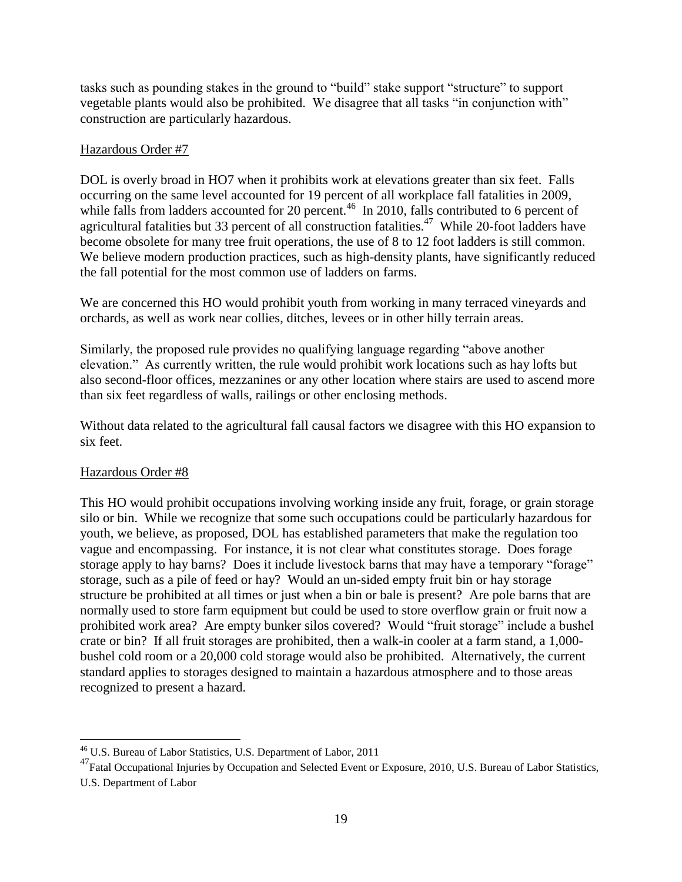tasks such as pounding stakes in the ground to "build" stake support "structure" to support vegetable plants would also be prohibited. We disagree that all tasks "in conjunction with" construction are particularly hazardous.

Hazardous Order #7

DOL is overly broad in HO7 when it prohibits work at elevations greater than six feet. Falls occurring on the same level accounted for 19 percent of all workplace fall fatalities in 2009, while falls from ladders accounted for 20 percent.[46] In 2010, falls contributed to 6 percent of agricultural fatalities but 33 percent of all construction fatalities.[47] While 20-foot ladders have become obsolete for many tree fruit operations, the use of 8 to 12 foot ladders is still common. We believe modern production practices, such as high-density plants, have significantly reduced the fall potential for the most common use of ladders on farms.

We are concerned this HO would prohibit youth from working in many terraced vineyards and orchards, as well as work near collies, ditches, levees or in other hilly terrain areas.

Similarly, the proposed rule provides no qualifying language regarding "above another elevation." As currently written, the rule would prohibit work locations such as hay lofts but also second-floor offices, mezzanines or any other location where stairs are used to ascend more than six feet regardless of walls, railings or other enclosing methods.

Without data related to the agricultural fall causal factors we disagree with this HO expansion to six feet.

Hazardous Order #8

This HO would prohibit occupations involving working inside any fruit, forage, or grain storage silo or bin. While we recognize that some such occupations could be particularly hazardous for youth, we believe, as proposed, DOL has established parameters that make the regulation too vague and encompassing. For instance, it is not clear what constitutes storage. Does forage storage apply to hay barns? Does it include livestock barns that may have a temporary "forage" storage, such as a pile of feed or hay? Would an un-sided empty fruit bin or hay storage structure be prohibited at all times or just when a bin or bale is present? Are pole barns that are normally used to store farm equipment but could be used to store overflow grain or fruit now a prohibited work area? Are empty bunker silos covered? Would "fruit storage" include a bushel crate or bin? If all fruit storages are prohibited, then a walk-in cooler at a farm stand, a 1,000-bushel cold room or a 20,000 cold storage would also be prohibited. Alternatively, the current standard applies to storages designed to maintain a hazardous atmosphere and to those areas recognized to present a hazard.

---

[46] U.S. Bureau of Labor Statistics, U.S. Department of Labor, 2011

[47] Fatal Occupational Injuries by Occupation and Selected Event or Exposure, 2010, U.S. Bureau of Labor Statistics, U.S. Department of Labor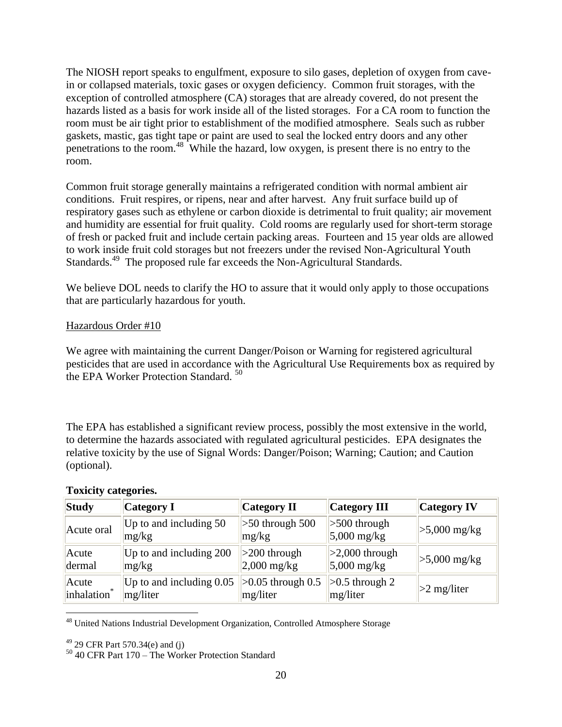The NIOSH report speaks to engulfment, exposure to silo gases, depletion of oxygen from cave-in or collapsed materials, toxic gases or oxygen deficiency. Common fruit storages, with the exception of controlled atmosphere (CA) storages that are already covered, do not present the hazards listed as a basis for work inside all of the listed storages. For a CA room to function the room must be air tight prior to establishment of the modified atmosphere. Seals such as rubber gaskets, mastic, gas tight tape or paint are used to seal the locked entry doors and any other penetrations to the room.[48] While the hazard, low oxygen, is present there is no entry to the room.

Common fruit storage generally maintains a refrigerated condition with normal ambient air conditions. Fruit respires, or ripens, near and after harvest. Any fruit surface build up of respiratory gases such as ethylene or carbon dioxide is detrimental to fruit quality; air movement and humidity are essential for fruit quality. Cold rooms are regularly used for short-term storage of fresh or packed fruit and include certain packing areas. Fourteen and 15 year olds are allowed to work inside fruit cold storages but not freezers under the revised Non-Agricultural Youth Standards.[49] The proposed rule far exceeds the Non-Agricultural Standards.

We believe DOL needs to clarify the HO to assure that it would only apply to those occupations that are particularly hazardous for youth.

Hazardous Order #10

We agree with maintaining the current Danger/Poison or Warning for registered agricultural pesticides that are used in accordance with the Agricultural Use Requirements box as required by the EPA Worker Protection Standard.[50]

The EPA has established a significant review process, possibly the most extensive in the world, to determine the hazards associated with regulated agricultural pesticides. EPA designates the relative toxicity by the use of Signal Words: Danger/Poison; Warning; Caution; and Caution (optional).

**Toxicity categories.**

| Study | Category I | Category II | Category III | Category IV |
|---|---|---|---|---|
| Acute oral | Up to and including 50 mg/kg | >50 through 500 mg/kg | >500 through 5,000 mg/kg | >5,000 mg/kg |
| Acute dermal | Up to and including 200 mg/kg | >200 through 2,000 mg/kg | >2,000 through 5,000 mg/kg | >5,000 mg/kg |
| Acute inhalation* | Up to and including 0.05 mg/liter | >0.05 through 0.5 mg/liter | >0.5 through 2 mg/liter | >2 mg/liter |

[48] United Nations Industrial Development Organization, Controlled Atmosphere Storage

[49] 29 CFR Part 570.34(e) and (j)

[50] 40 CFR Part 170 – The Worker Protection Standard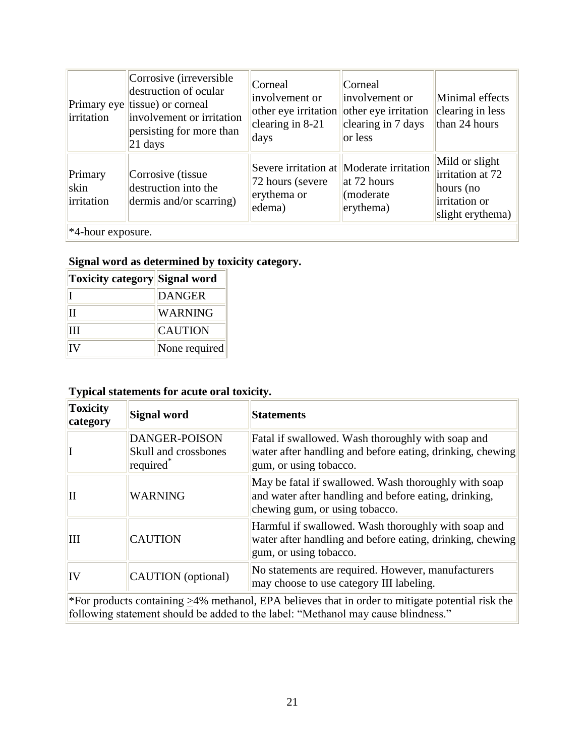| | | | | |
|---|---|---|---|---|
| Primary eye irritation | Corrosive (irreversible destruction of ocular tissue) or corneal involvement or irritation persisting for more than 21 days | Corneal involvement or other eye irritation clearing in 8-21 days | Corneal involvement or other eye irritation clearing in 7 days or less | Minimal effects clearing in less than 24 hours |
| Primary skin irritation | Corrosive (tissue destruction into the dermis and/or scarring) | Severe irritation at 72 hours (severe erythema or edema) | Moderate irritation at 72 hours (moderate erythema) | Mild or slight irritation at 72 hours (no irritation or slight erythema) |
| *4-hour exposure. | | | | |

**Signal word as determined by toxicity category.**

| Toxicity category | Signal word |
|---|---|
| I | DANGER |
| II | WARNING |
| III | CAUTION |
| IV | None required |

**Typical statements for acute oral toxicity.**

| Toxicity category | Signal word | Statements |
|---|---|---|
| I | DANGER-POISON Skull and crossbones required* | Fatal if swallowed. Wash thoroughly with soap and water after handling and before eating, drinking, chewing gum, or using tobacco. |
| II | WARNING | May be fatal if swallowed. Wash thoroughly with soap and water after handling and before eating, drinking, chewing gum, or using tobacco. |
| III | CAUTION | Harmful if swallowed. Wash thoroughly with soap and water after handling and before eating, drinking, chewing gum, or using tobacco. |
| IV | CAUTION (optional) | No statements are required. However, manufacturers may choose to use category III labeling. |
| *For products containing $\geq$4% methanol, EPA believes that in order to mitigate potential risk the following statement should be added to the label: "Methanol may cause blindness." | | |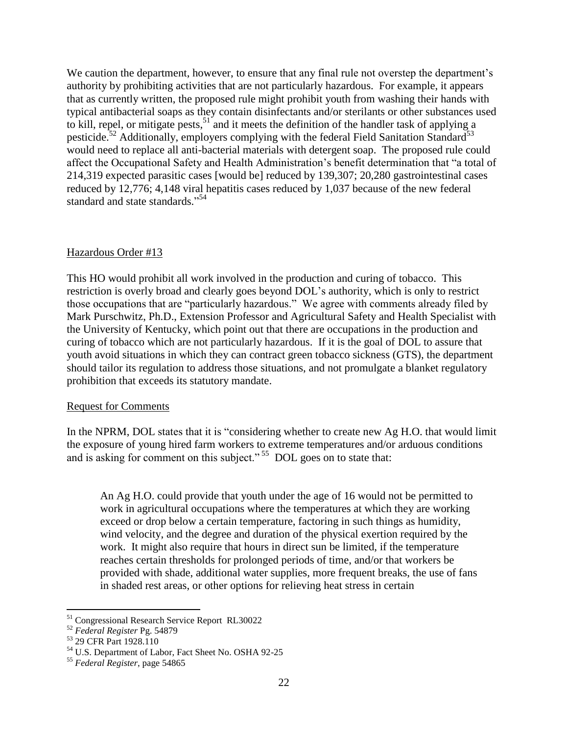We caution the department, however, to ensure that any final rule not overstep the department's authority by prohibiting activities that are not particularly hazardous. For example, it appears that as currently written, the proposed rule might prohibit youth from washing their hands with typical antibacterial soaps as they contain disinfectants and/or sterilants or other substances used to kill, repel, or mitigate pests,[51] and it meets the definition of the handler task of applying a pesticide.[52] Additionally, employers complying with the federal Field Sanitation Standard[53] would need to replace all anti-bacterial materials with detergent soap. The proposed rule could affect the Occupational Safety and Health Administration's benefit determination that "a total of 214,319 expected parasitic cases [would be] reduced by 139,307; 20,280 gastrointestinal cases reduced by 12,776; 4,148 viral hepatitis cases reduced by 1,037 because of the new federal standard and state standards."[54]

Hazardous Order #13

This HO would prohibit all work involved in the production and curing of tobacco. This restriction is overly broad and clearly goes beyond DOL's authority, which is only to restrict those occupations that are "particularly hazardous." We agree with comments already filed by Mark Purschwitz, Ph.D., Extension Professor and Agricultural Safety and Health Specialist with the University of Kentucky, which point out that there are occupations in the production and curing of tobacco which are not particularly hazardous. If it is the goal of DOL to assure that youth avoid situations in which they can contract green tobacco sickness (GTS), the department should tailor its regulation to address those situations, and not promulgate a blanket regulatory prohibition that exceeds its statutory mandate.

Request for Comments

In the NPRM, DOL states that it is "considering whether to create new Ag H.O. that would limit the exposure of young hired farm workers to extreme temperatures and/or arduous conditions and is asking for comment on this subject."[55] DOL goes on to state that:

> An Ag H.O. could provide that youth under the age of 16 would not be permitted to work in agricultural occupations where the temperatures at which they are working exceed or drop below a certain temperature, factoring in such things as humidity, wind velocity, and the degree and duration of the physical exertion required by the work. It might also require that hours in direct sun be limited, if the temperature reaches certain thresholds for prolonged periods of time, and/or that workers be provided with shade, additional water supplies, more frequent breaks, the use of fans in shaded rest areas, or other options for relieving heat stress in certain

---

[51] Congressional Research Service Report RL30022

[52] *Federal Register* Pg. 54879

[53] 29 CFR Part 1928.110

[54] U.S. Department of Labor, Fact Sheet No. OSHA 92-25

[55] *Federal Register*, page 54865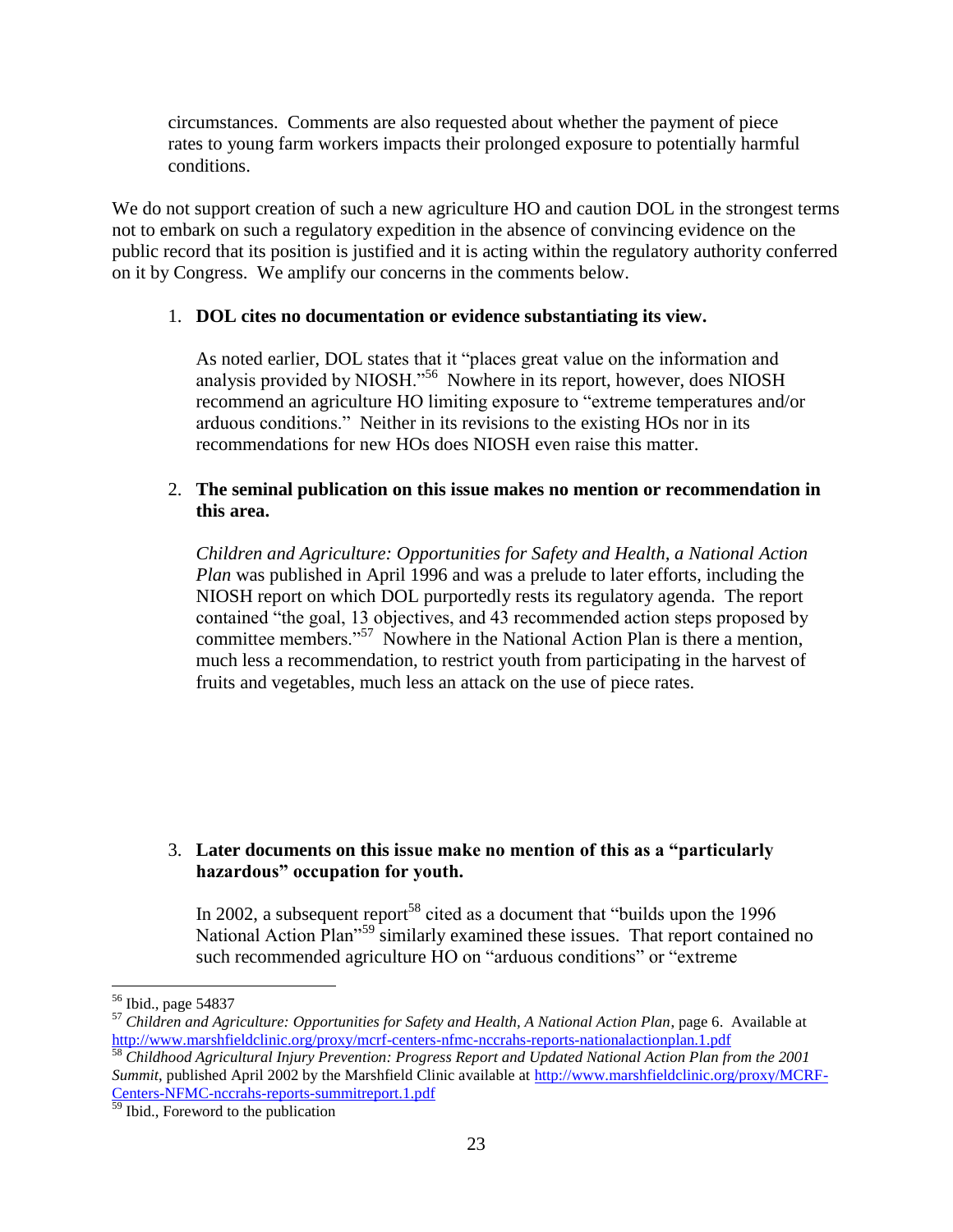circumstances. Comments are also requested about whether the payment of piece rates to young farm workers impacts their prolonged exposure to potentially harmful conditions.

We do not support creation of such a new agriculture HO and caution DOL in the strongest terms not to embark on such a regulatory expedition in the absence of convincing evidence on the public record that its position is justified and it is acting within the regulatory authority conferred on it by Congress. We amplify our concerns in the comments below.

1. **DOL cites no documentation or evidence substantiating its view.**

   As noted earlier, DOL states that it "places great value on the information and analysis provided by NIOSH."[56] Nowhere in its report, however, does NIOSH recommend an agriculture HO limiting exposure to "extreme temperatures and/or arduous conditions." Neither in its revisions to the existing HOs nor in its recommendations for new HOs does NIOSH even raise this matter.

2. **The seminal publication on this issue makes no mention or recommendation in this area.**

   *Children and Agriculture: Opportunities for Safety and Health, a National Action Plan* was published in April 1996 and was a prelude to later efforts, including the NIOSH report on which DOL purportedly rests its regulatory agenda. The report contained "the goal, 13 objectives, and 43 recommended action steps proposed by committee members."[57] Nowhere in the National Action Plan is there a mention, much less a recommendation, to restrict youth from participating in the harvest of fruits and vegetables, much less an attack on the use of piece rates.

3. **Later documents on this issue make no mention of this as a "particularly hazardous" occupation for youth.**

   In 2002, a subsequent report[58] cited as a document that "builds upon the 1996 National Action Plan"[59] similarly examined these issues. That report contained no such recommended agriculture HO on "arduous conditions" or "extreme

---

[56] Ibid., page 54837

[57] *Children and Agriculture: Opportunities for Safety and Health, A National Action Plan*, page 6. Available at http://www.marshfieldclinic.org/proxy/mcrf-centers-nfmc-nccrahs-reports-nationalactionplan.1.pdf

[58] *Childhood Agricultural Injury Prevention: Progress Report and Updated National Action Plan from the 2001 Summit*, published April 2002 by the Marshfield Clinic available at http://www.marshfieldclinic.org/proxy/MCRF-Centers-NFMC-nccrahs-reports-summitreport.1.pdf

[59] Ibid., Foreword to the publication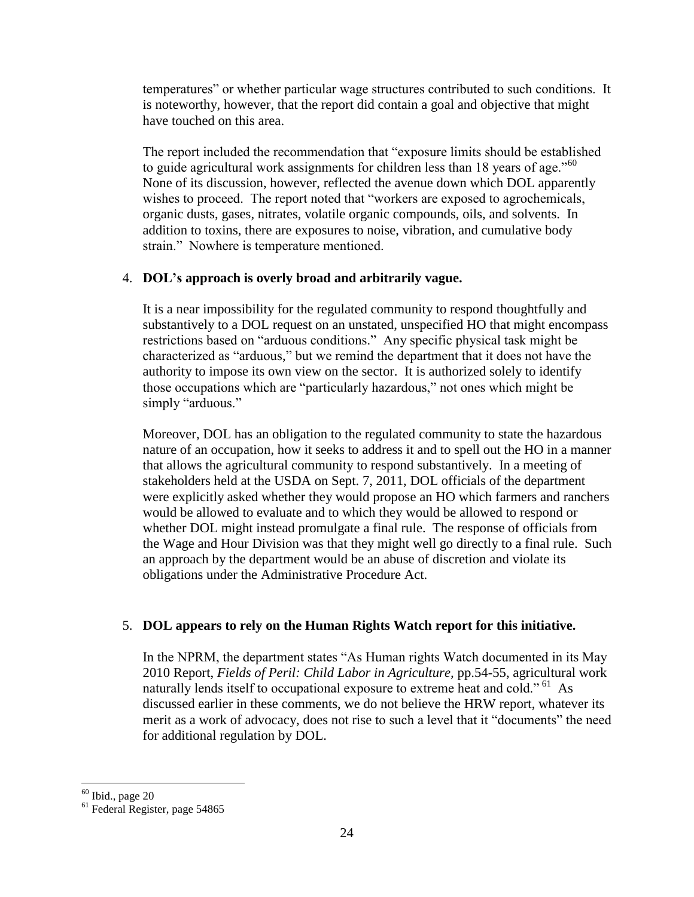temperatures" or whether particular wage structures contributed to such conditions. It is noteworthy, however, that the report did contain a goal and objective that might have touched on this area.

The report included the recommendation that "exposure limits should be established to guide agricultural work assignments for children less than 18 years of age."[60] None of its discussion, however, reflected the avenue down which DOL apparently wishes to proceed. The report noted that "workers are exposed to agrochemicals, organic dusts, gases, nitrates, volatile organic compounds, oils, and solvents. In addition to toxins, there are exposures to noise, vibration, and cumulative body strain." Nowhere is temperature mentioned.

4. **DOL's approach is overly broad and arbitrarily vague.**

   It is a near impossibility for the regulated community to respond thoughtfully and substantively to a DOL request on an unstated, unspecified HO that might encompass restrictions based on "arduous conditions." Any specific physical task might be characterized as "arduous," but we remind the department that it does not have the authority to impose its own view on the sector. It is authorized solely to identify those occupations which are "particularly hazardous," not ones which might be simply "arduous."

   Moreover, DOL has an obligation to the regulated community to state the hazardous nature of an occupation, how it seeks to address it and to spell out the HO in a manner that allows the agricultural community to respond substantively. In a meeting of stakeholders held at the USDA on Sept. 7, 2011, DOL officials of the department were explicitly asked whether they would propose an HO which farmers and ranchers would be allowed to evaluate and to which they would be allowed to respond or whether DOL might instead promulgate a final rule. The response of officials from the Wage and Hour Division was that they might well go directly to a final rule. Such an approach by the department would be an abuse of discretion and violate its obligations under the Administrative Procedure Act.

5. **DOL appears to rely on the Human Rights Watch report for this initiative.**

   In the NPRM, the department states "As Human rights Watch documented in its May 2010 Report, *Fields of Peril: Child Labor in Agriculture,* pp.54-55, agricultural work naturally lends itself to occupational exposure to extreme heat and cold." [61] As discussed earlier in these comments, we do not believe the HRW report, whatever its merit as a work of advocacy, does not rise to such a level that it "documents" the need for additional regulation by DOL.

---

[60] Ibid., page 20

[61] Federal Register, page 54865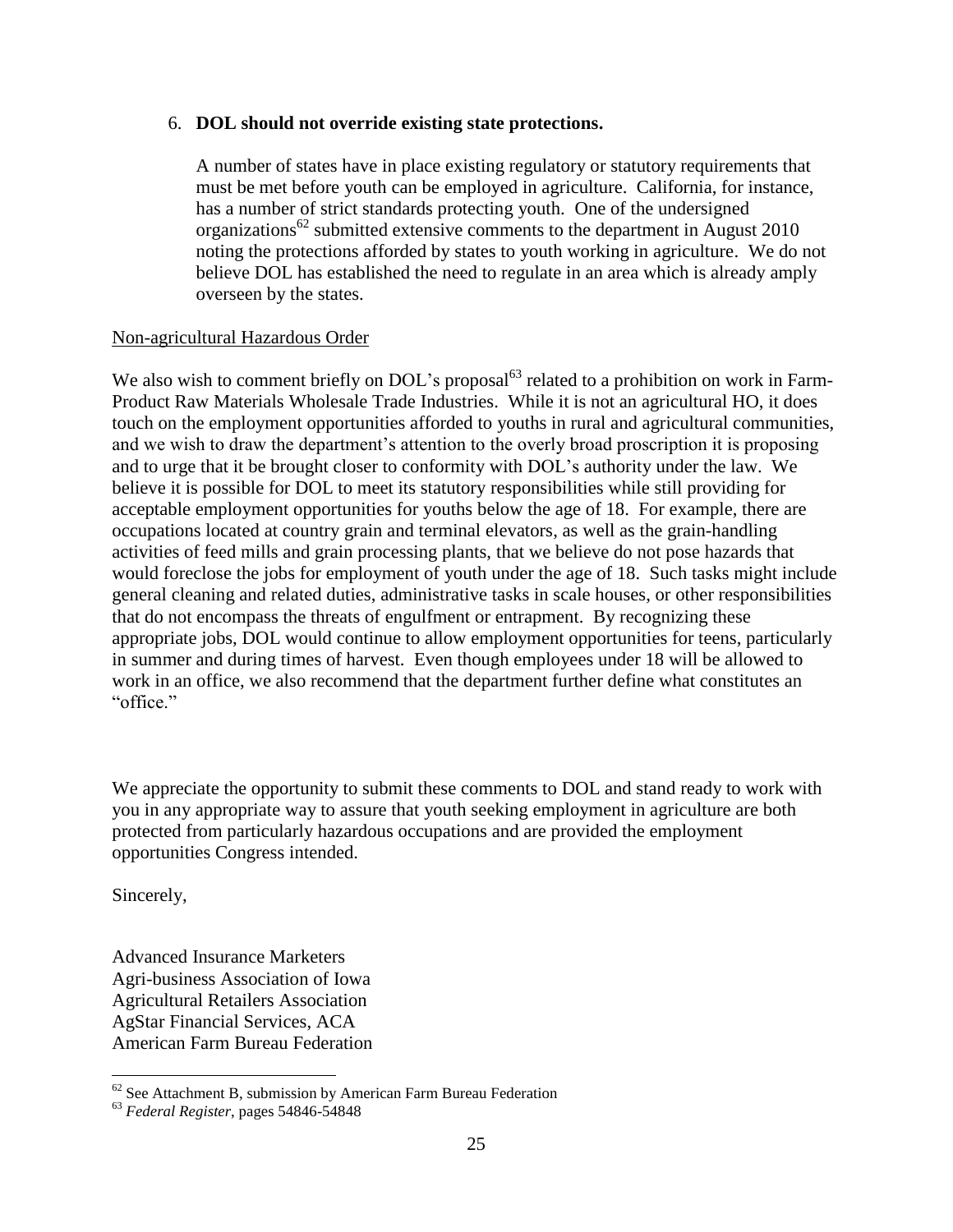6. **DOL should not override existing state protections.**

   A number of states have in place existing regulatory or statutory requirements that must be met before youth can be employed in agriculture. California, for instance, has a number of strict standards protecting youth. One of the undersigned organizations[62] submitted extensive comments to the department in August 2010 noting the protections afforded by states to youth working in agriculture. We do not believe DOL has established the need to regulate in an area which is already amply overseen by the states.

<u>Non-agricultural Hazardous Order</u>

We also wish to comment briefly on DOL's proposal[63] related to a prohibition on work in Farm-Product Raw Materials Wholesale Trade Industries. While it is not an agricultural HO, it does touch on the employment opportunities afforded to youths in rural and agricultural communities, and we wish to draw the department's attention to the overly broad proscription it is proposing and to urge that it be brought closer to conformity with DOL's authority under the law. We believe it is possible for DOL to meet its statutory responsibilities while still providing for acceptable employment opportunities for youths below the age of 18. For example, there are occupations located at country grain and terminal elevators, as well as the grain-handling activities of feed mills and grain processing plants, that we believe do not pose hazards that would foreclose the jobs for employment of youth under the age of 18. Such tasks might include general cleaning and related duties, administrative tasks in scale houses, or other responsibilities that do not encompass the threats of engulfment or entrapment. By recognizing these appropriate jobs, DOL would continue to allow employment opportunities for teens, particularly in summer and during times of harvest. Even though employees under 18 will be allowed to work in an office, we also recommend that the department further define what constitutes an "office."

We appreciate the opportunity to submit these comments to DOL and stand ready to work with you in any appropriate way to assure that youth seeking employment in agriculture are both protected from particularly hazardous occupations and are provided the employment opportunities Congress intended.

Sincerely,

Advanced Insurance Marketers
Agri-business Association of Iowa
Agricultural Retailers Association
AgStar Financial Services, ACA
American Farm Bureau Federation

---

[62] See Attachment B, submission by American Farm Bureau Federation

[63] *Federal Register*, pages 54846-54848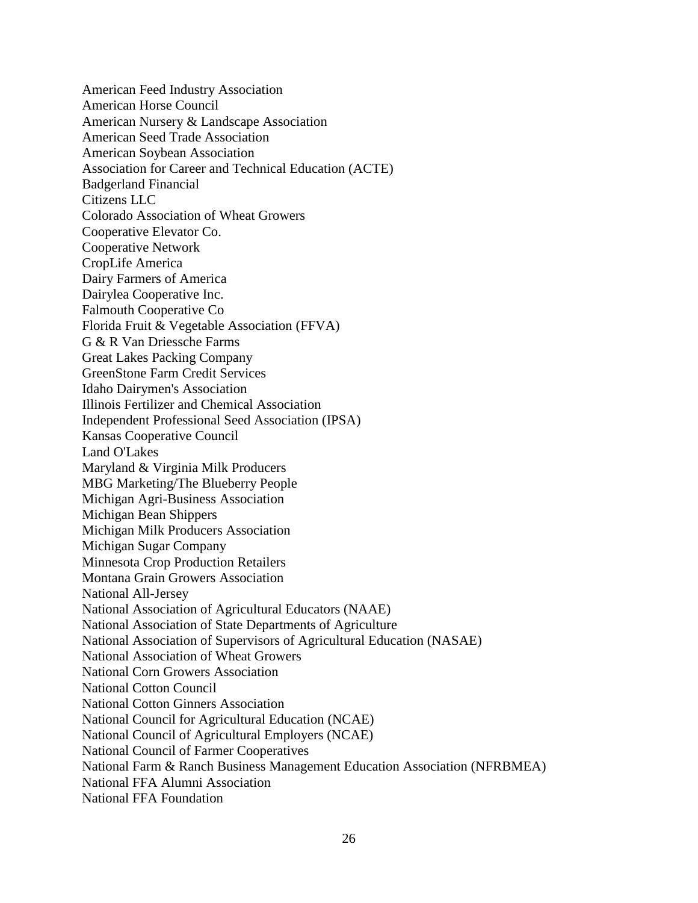American Feed Industry Association  
American Horse Council  
American Nursery & Landscape Association  
American Seed Trade Association  
American Soybean Association  
Association for Career and Technical Education (ACTE)  
Badgerland Financial  
Citizens LLC  
Colorado Association of Wheat Growers  
Cooperative Elevator Co.  
Cooperative Network  
CropLife America  
Dairy Farmers of America  
Dairylea Cooperative Inc.  
Falmouth Cooperative Co  
Florida Fruit & Vegetable Association (FFVA)  
G & R Van Driessche Farms  
Great Lakes Packing Company  
GreenStone Farm Credit Services  
Idaho Dairymen's Association  
Illinois Fertilizer and Chemical Association  
Independent Professional Seed Association (IPSA)  
Kansas Cooperative Council  
Land O'Lakes  
Maryland & Virginia Milk Producers  
MBG Marketing/The Blueberry People  
Michigan Agri-Business Association  
Michigan Bean Shippers  
Michigan Milk Producers Association  
Michigan Sugar Company  
Minnesota Crop Production Retailers  
Montana Grain Growers Association  
National All-Jersey  
National Association of Agricultural Educators (NAAE)  
National Association of State Departments of Agriculture  
National Association of Supervisors of Agricultural Education (NASAE)  
National Association of Wheat Growers  
National Corn Growers Association  
National Cotton Council  
National Cotton Ginners Association  
National Council for Agricultural Education (NCAE)  
National Council of Agricultural Employers (NCAE)  
National Council of Farmer Cooperatives  
National Farm & Ranch Business Management Education Association (NFRBMEA)  
National FFA Alumni Association  
National FFA Foundation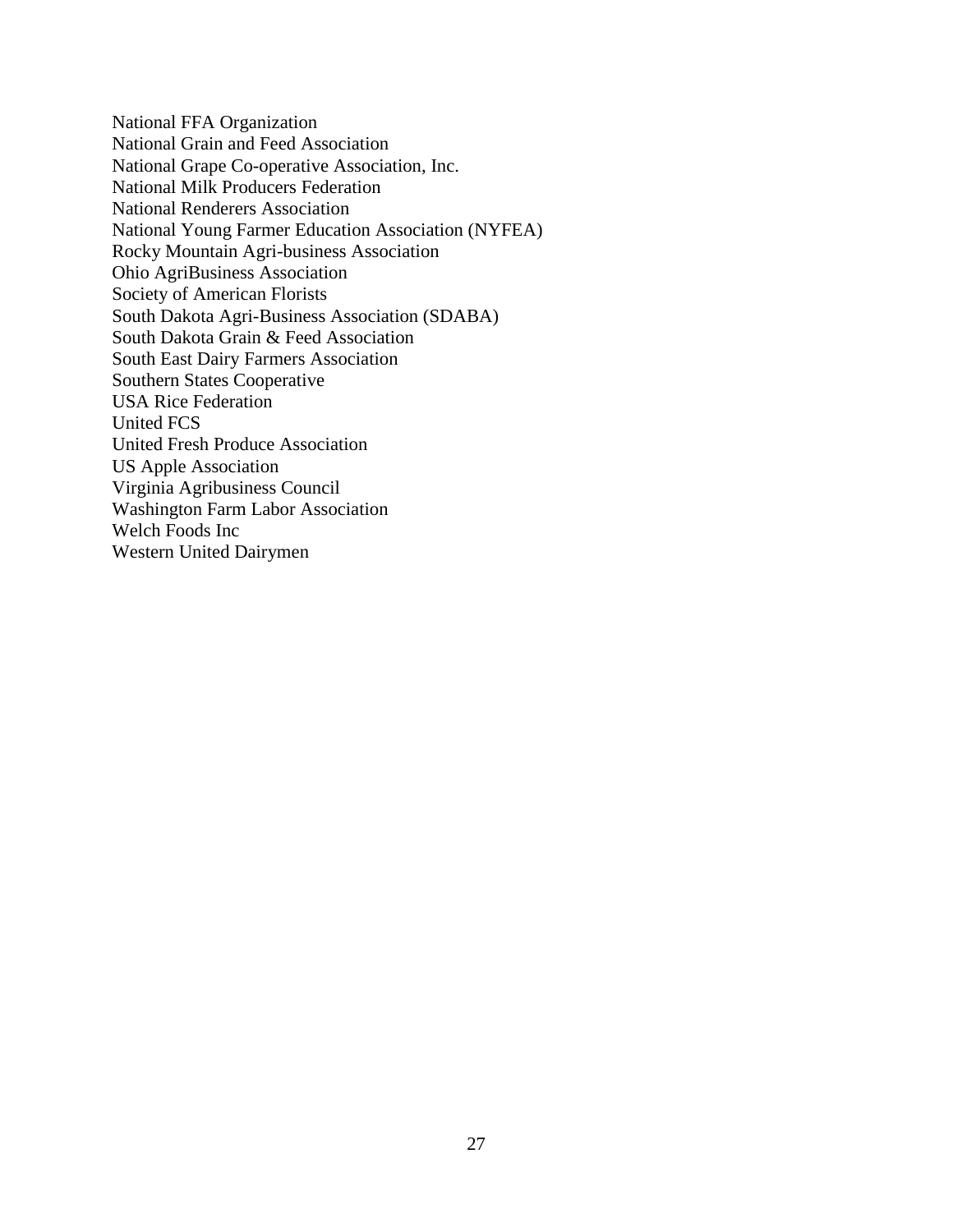National FFA Organization
National Grain and Feed Association
National Grape Co-operative Association, Inc.
National Milk Producers Federation
National Renderers Association
National Young Farmer Education Association (NYFEA)
Rocky Mountain Agri-business Association
Ohio AgriBusiness Association
Society of American Florists
South Dakota Agri-Business Association (SDABA)
South Dakota Grain & Feed Association
South East Dairy Farmers Association
Southern States Cooperative
USA Rice Federation
United FCS
United Fresh Produce Association
US Apple Association
Virginia Agribusiness Council
Washington Farm Labor Association
Welch Foods Inc
Western United Dairymen